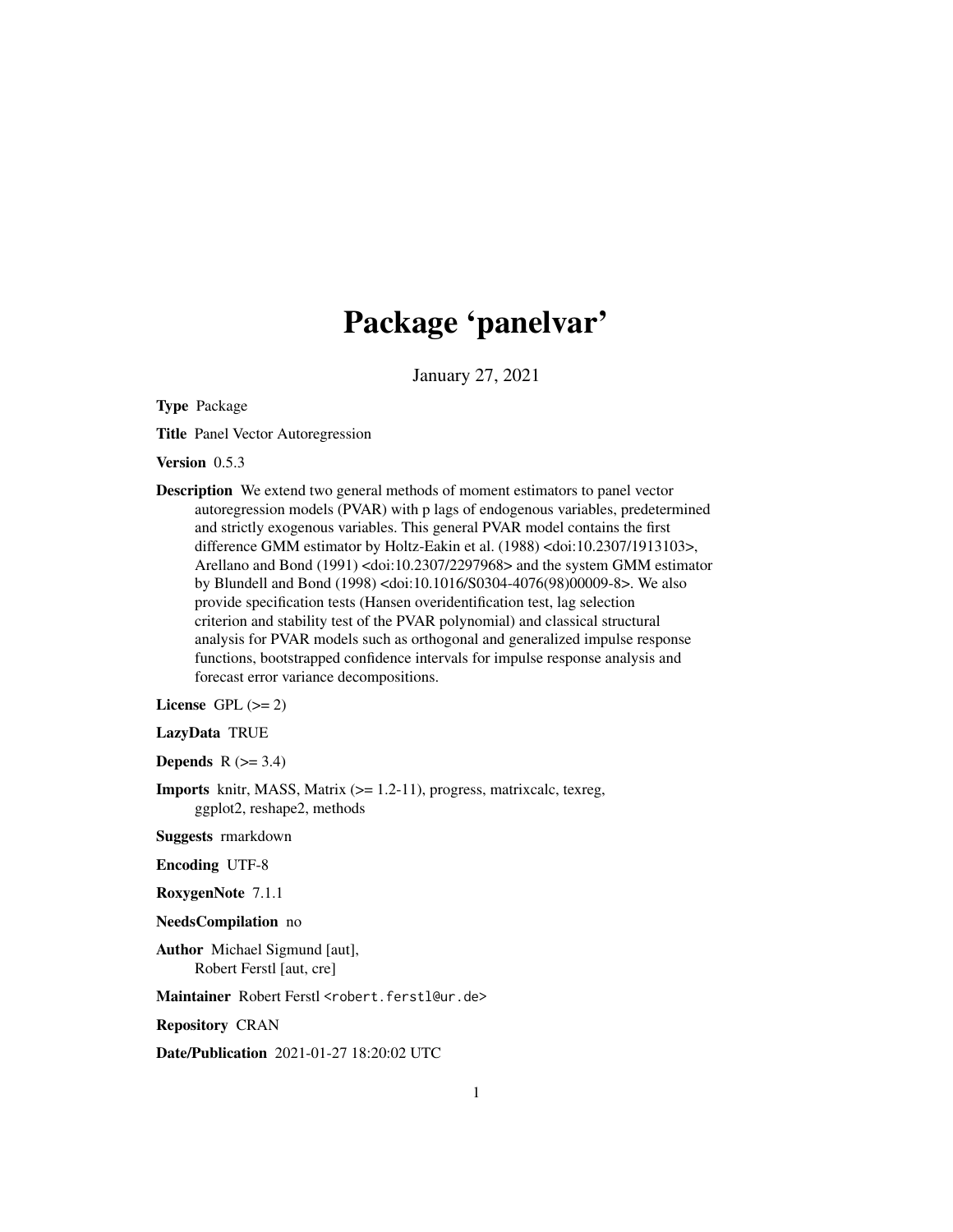# Package 'panelvar'

January 27, 2021

**Type** Package

**Title** Panel Vector Autoregression

**Version** 0.5.3

**Description** We extend two general methods of moment estimators to panel vector autoregression models (PVAR) with p lags of endogenous variables, predetermined and strictly exogenous variables. This general PVAR model contains the first difference GMM estimator by Holtz-Eakin et al. (1988) <doi:10.2307/1913103>, Arellano and Bond (1991) <doi:10.2307/2297968> and the system GMM estimator by Blundell and Bond (1998) <doi:10.1016/S0304-4076(98)00009-8>. We also provide specification tests (Hansen overidentification test, lag selection criterion and stability test of the PVAR polynomial) and classical structural analysis for PVAR models such as orthogonal and generalized impulse response functions, bootstrapped confidence intervals for impulse response analysis and forecast error variance decompositions.

**License** GPL (>= 2)

**LazyData** TRUE

**Depends** R (>= 3.4)

**Imports** knitr, MASS, Matrix (>= 1.2-11), progress, matrixcalc, texreg, ggplot2, reshape2, methods

**Suggests** rmarkdown

**Encoding** UTF-8

**RoxygenNote** 7.1.1

**NeedsCompilation** no

**Author** Michael Sigmund [aut], Robert Ferstl [aut, cre]

**Maintainer** Robert Ferstl <robert.ferstl@ur.de>

**Repository** CRAN

**Date/Publication** 2021-01-27 18:20:02 UTC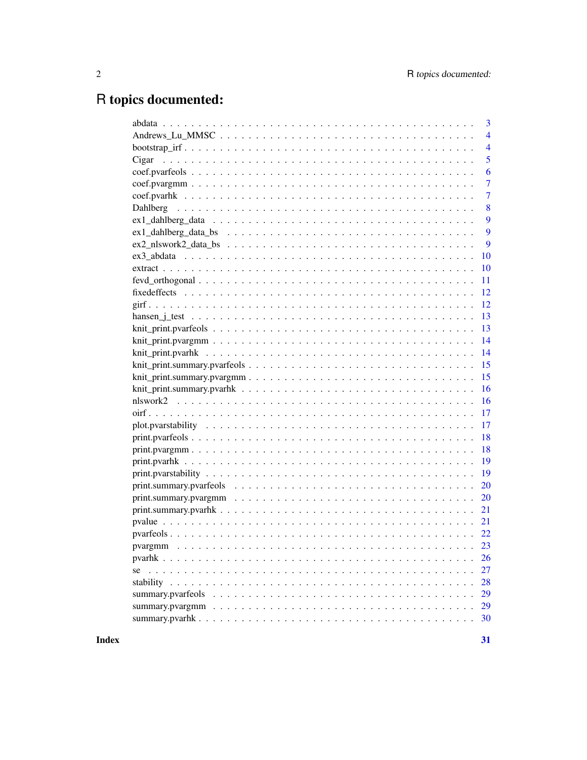# R topics documented:

| | |
|---|---|
| abdata | 3 |
| Andrews_Lu_MMSC | 4 |
| bootstrap_irf | 4 |
| Cigar | 5 |
| coef.pvarfeols | 6 |
| coef.pvargmm | 7 |
| coef.pvarhk | 7 |
| Dahlberg | 8 |
| ex1_dahlberg_data | 9 |
| ex1_dahlberg_data_bs | 9 |
| ex2_nlswork2_data_bs | 9 |
| ex3_abdata | 10 |
| extract | 10 |
| fevd_orthogonal | 11 |
| fixedeffects | 12 |
| girf | 12 |
| hansen_j_test | 13 |
| knit_print.pvarfeols | 13 |
| knit_print.pvargmm | 14 |
| knit_print.pvarhk | 14 |
| knit_print.summary.pvarfeols | 15 |
| knit_print.summary.pvargmm | 15 |
| knit_print.summary.pvarhk | 16 |
| nlswork2 | 16 |
| oirf | 17 |
| plot.pvarstability | 17 |
| print.pvarfeols | 18 |
| print.pvargmm | 18 |
| print.pvarhk | 19 |
| print.pvarstability | 19 |
| print.summary.pvarfeols | 20 |
| print.summary.pvargmm | 20 |
| print.summary.pvarhk | 21 |
| pvalue | 21 |
| pvarfeols | 22 |
| pvargmm | 23 |
| pvarhk | 26 |
| se | 27 |
| stability | 28 |
| summary.pvarfeols | 29 |
| summary.pvargmm | 29 |
| summary.pvarhk | 30 |
| **Index** | **31** |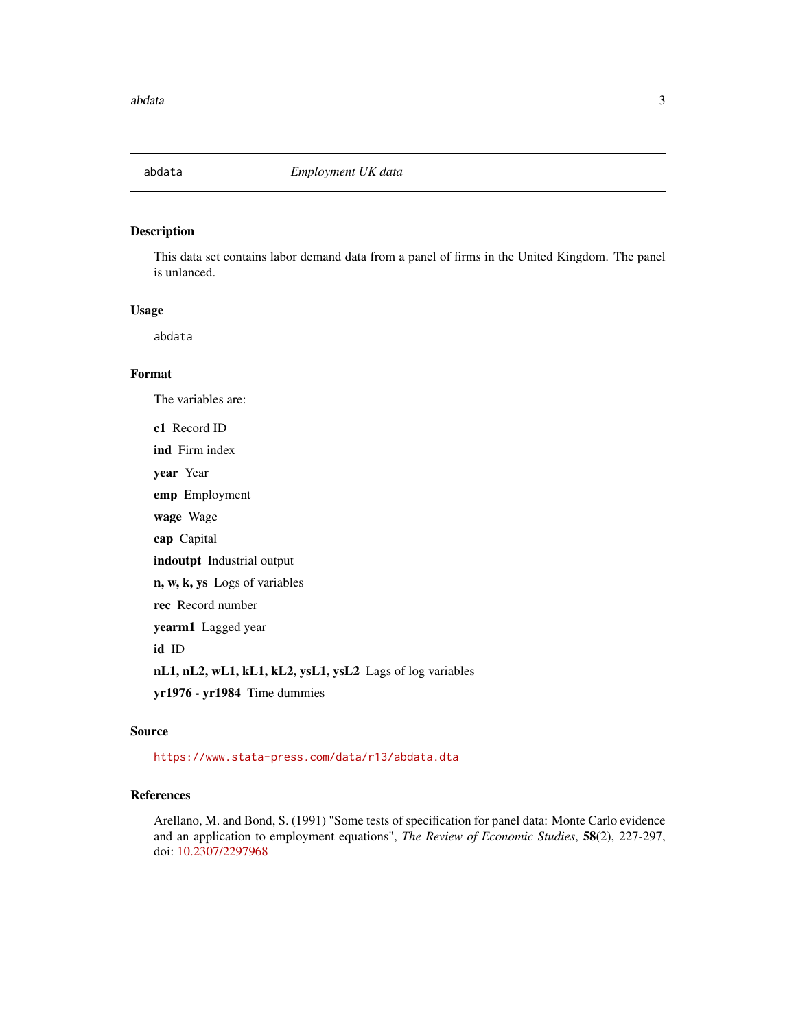abdata *Employment UK data*

## Description

This data set contains labor demand data from a panel of firms in the United Kingdom. The panel is unlanced.

## Usage

```
abdata
```

## Format

The variables are:

**c1** Record ID

**ind** Firm index

**year** Year

**emp** Employment

**wage** Wage

**cap** Capital

**indoutpt** Industrial output

**n, w, k, ys** Logs of variables

**rec** Record number

**yearm1** Lagged year

**id** ID

**nL1, nL2, wL1, kL1, kL2, ysL1, ysL2** Lags of log variables

**yr1976 - yr1984** Time dummies

## Source

https://www.stata-press.com/data/r13/abdata.dta

## References

Arellano, M. and Bond, S. (1991) "Some tests of specification for panel data: Monte Carlo evidence and an application to employment equations", *The Review of Economic Studies*, **58**(2), 227-297, doi: 10.2307/2297968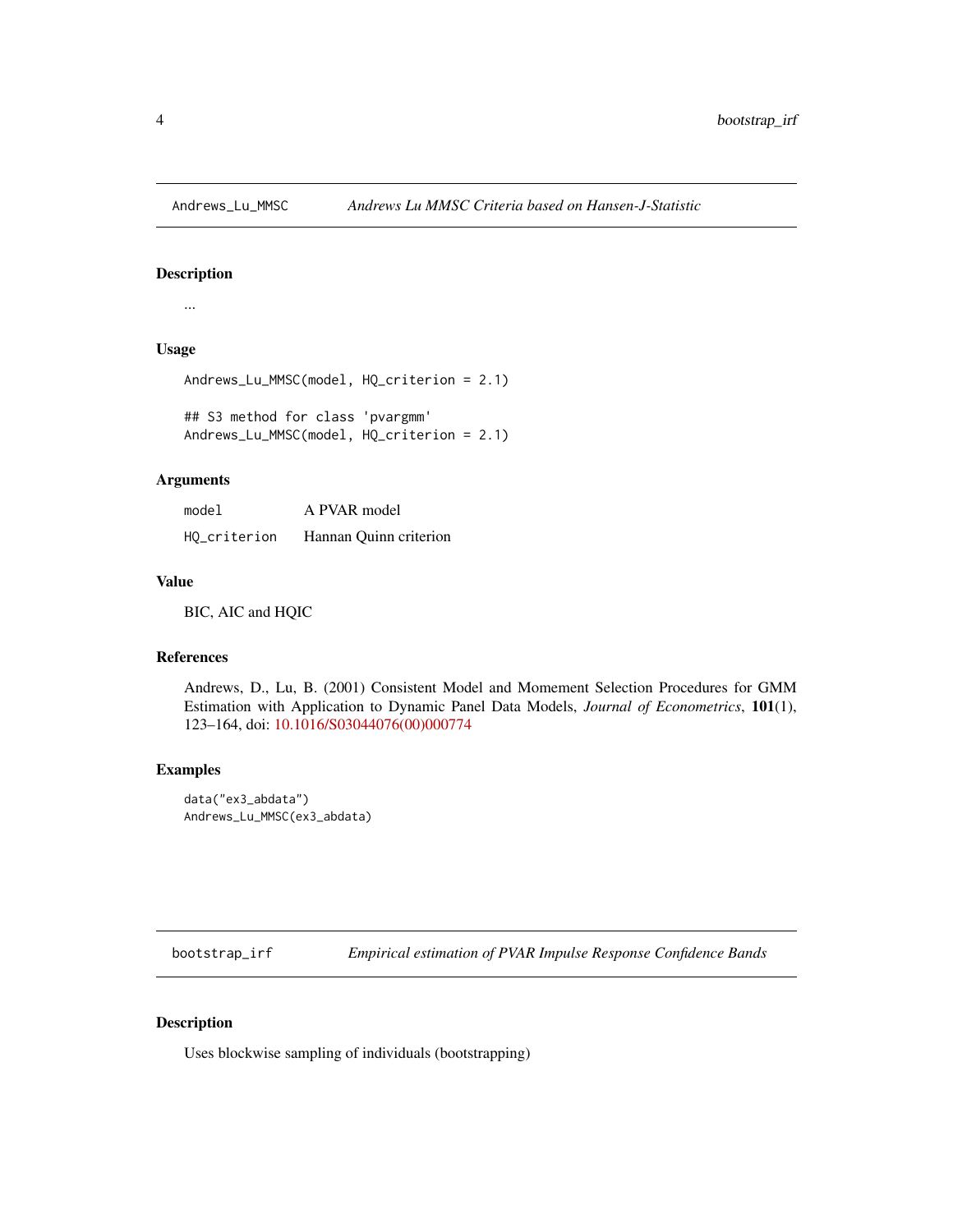## Andrews_Lu_MMSC — *Andrews Lu MMSC Criteria based on Hansen-J-Statistic*

### Description

...

### Usage

```
Andrews_Lu_MMSC(model, HQ_criterion = 2.1)

## S3 method for class 'pvargmm'
Andrews_Lu_MMSC(model, HQ_criterion = 2.1)
```

### Arguments

| | |
|---|---|
| model | A PVAR model |
| HQ_criterion | Hannan Quinn criterion |

### Value

BIC, AIC and HQIC

### References

Andrews, D., Lu, B. (2001) Consistent Model and Momement Selection Procedures for GMM Estimation with Application to Dynamic Panel Data Models, *Journal of Econometrics*, **101**(1), 123–164, doi: 10.1016/S03044076(00)000774

### Examples

```
data("ex3_abdata")
Andrews_Lu_MMSC(ex3_abdata)
```

## bootstrap_irf — *Empirical estimation of PVAR Impulse Response Confidence Bands*

### Description

Uses blockwise sampling of individuals (bootstrapping)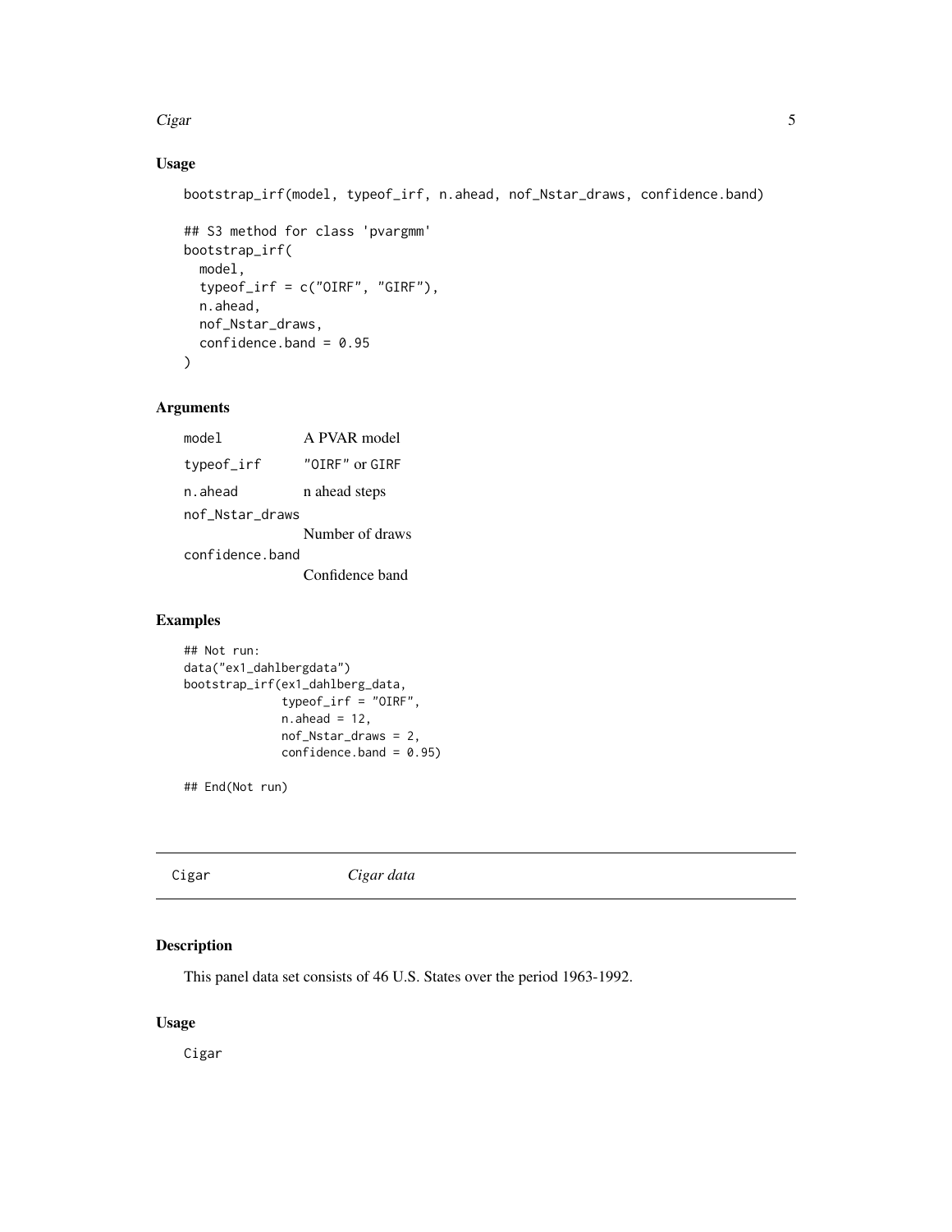## Usage

```
bootstrap_irf(model, typeof_irf, n.ahead, nof_Nstar_draws, confidence.band)

## S3 method for class 'pvargmm'
bootstrap_irf(
  model,
  typeof_irf = c("OIRF", "GIRF"),
  n.ahead,
  nof_Nstar_draws,
  confidence.band = 0.95
)
```

## Arguments

| | |
|---|---|
| `model` | A PVAR model |
| `typeof_irf` | `"OIRF"` or `GIRF` |
| `n.ahead` | n ahead steps |
| `nof_Nstar_draws` | Number of draws |
| `confidence.band` | Confidence band |

## Examples

```
## Not run:
data("ex1_dahlbergdata")
bootstrap_irf(ex1_dahlberg_data,
              typeof_irf = "OIRF",
              n.ahead = 12,
              nof_Nstar_draws = 2,
              confidence.band = 0.95)

## End(Not run)
```

---

# Cigar *Cigar data*

## Description

This panel data set consists of 46 U.S. States over the period 1963-1992.

## Usage

```
Cigar
```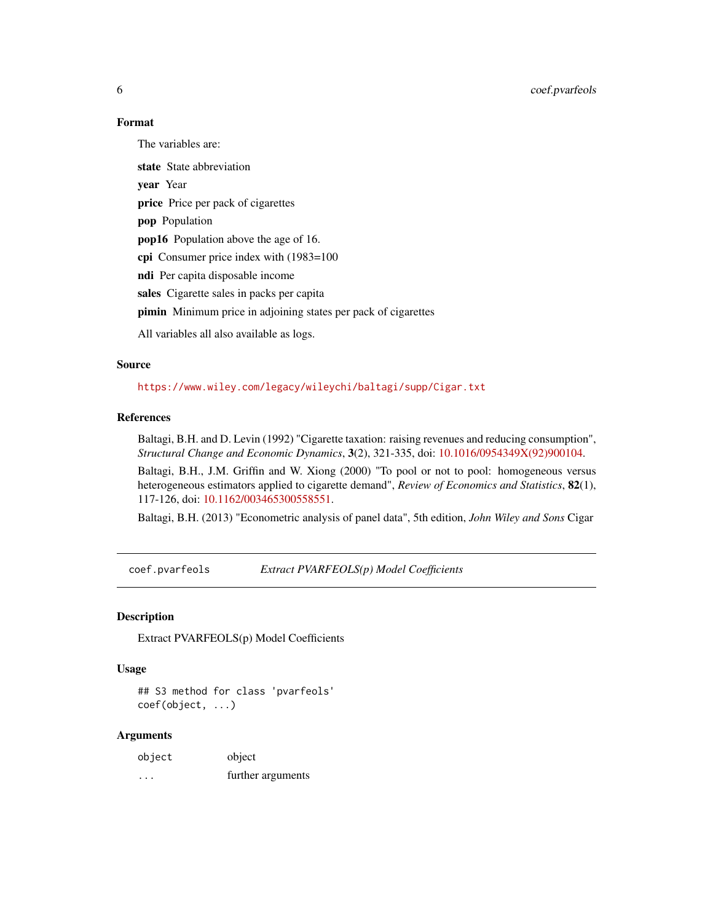### Format

The variables are:

**state** State abbreviation

**year** Year

**price** Price per pack of cigarettes

**pop** Population

**pop16** Population above the age of 16.

**cpi** Consumer price index with (1983=100

**ndi** Per capita disposable income

**sales** Cigarette sales in packs per capita

**pimin** Minimum price in adjoining states per pack of cigarettes

All variables all also available as logs.

### Source

https://www.wiley.com/legacy/wileychi/baltagi/supp/Cigar.txt

### References

Baltagi, B.H. and D. Levin (1992) "Cigarette taxation: raising revenues and reducing consumption", *Structural Change and Economic Dynamics*, **3**(2), 321-335, doi: 10.1016/0954349X(92)900104.

Baltagi, B.H., J.M. Griffin and W. Xiong (2000) "To pool or not to pool: homogeneous versus heterogeneous estimators applied to cigarette demand", *Review of Economics and Statistics*, **82**(1), 117-126, doi: 10.1162/003465300558551.

Baltagi, B.H. (2013) "Econometric analysis of panel data", 5th edition, *John Wiley and Sons* Cigar

---

## coef.pvarfeols — *Extract PVARFEOLS(p) Model Coefficients*

### Description

Extract PVARFEOLS(p) Model Coefficients

### Usage

```
## S3 method for class 'pvarfeols'
coef(object, ...)
```

### Arguments

| | |
|---|---|
| `object` | object |
| `...` | further arguments |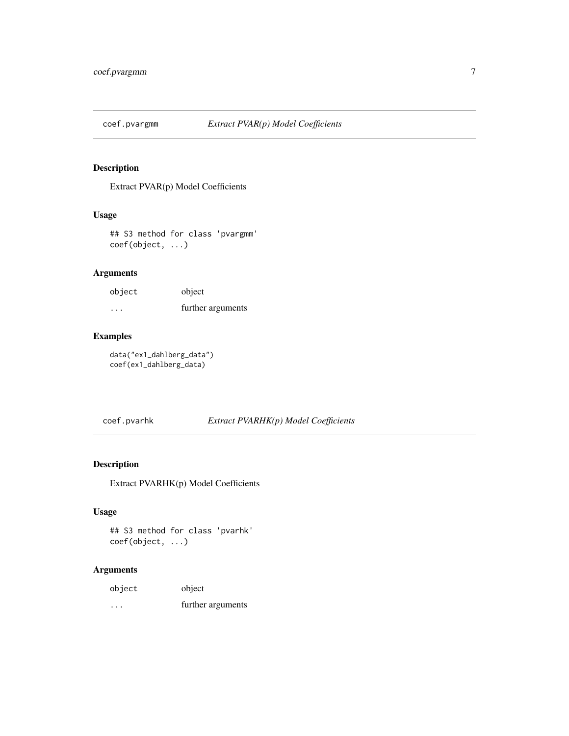## coef.pvargmm — *Extract PVAR(p) Model Coefficients*

### Description

Extract PVAR(p) Model Coefficients

### Usage

```
## S3 method for class 'pvargmm'
coef(object, ...)
```

### Arguments

| | |
|---|---|
| `object` | object |
| `...` | further arguments |

### Examples

```
data("ex1_dahlberg_data")
coef(ex1_dahlberg_data)
```

## coef.pvarhk — *Extract PVARHK(p) Model Coefficients*

### Description

Extract PVARHK(p) Model Coefficients

### Usage

```
## S3 method for class 'pvarhk'
coef(object, ...)
```

### Arguments

| | |
|---|---|
| `object` | object |
| `...` | further arguments |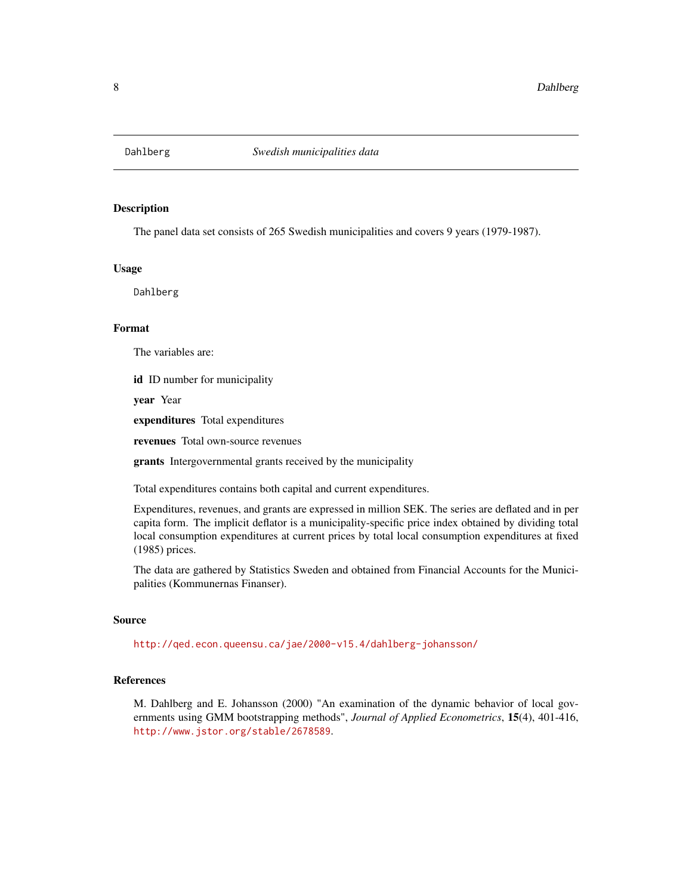Dahlberg *Swedish municipalities data*

## Description

The panel data set consists of 265 Swedish municipalities and covers 9 years (1979-1987).

## Usage

```
Dahlberg
```

## Format

The variables are:

**id** ID number for municipality

**year** Year

**expenditures** Total expenditures

**revenues** Total own-source revenues

**grants** Intergovernmental grants received by the municipality

Total expenditures contains both capital and current expenditures.

Expenditures, revenues, and grants are expressed in million SEK. The series are deflated and in per capita form. The implicit deflator is a municipality-specific price index obtained by dividing total local consumption expenditures at current prices by total local consumption expenditures at fixed (1985) prices.

The data are gathered by Statistics Sweden and obtained from Financial Accounts for the Municipalities (Kommunernas Finanser).

## Source

http://qed.econ.queensu.ca/jae/2000-v15.4/dahlberg-johansson/

## References

M. Dahlberg and E. Johansson (2000) "An examination of the dynamic behavior of local governments using GMM bootstrapping methods", *Journal of Applied Econometrics*, **15**(4), 401-416, http://www.jstor.org/stable/2678589.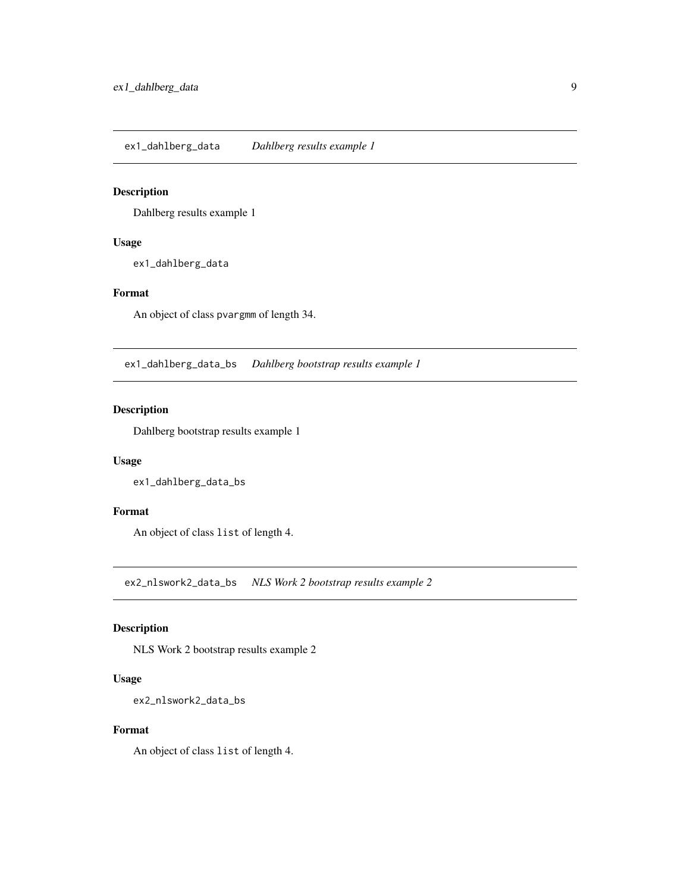## ex1_dahlberg_data — *Dahlberg results example 1*

### Description

Dahlberg results example 1

### Usage

```
ex1_dahlberg_data
```

### Format

An object of class `pvargmm` of length 34.

## ex1_dahlberg_data_bs — *Dahlberg bootstrap results example 1*

### Description

Dahlberg bootstrap results example 1

### Usage

```
ex1_dahlberg_data_bs
```

### Format

An object of class `list` of length 4.

## ex2_nlswork2_data_bs — *NLS Work 2 bootstrap results example 2*

### Description

NLS Work 2 bootstrap results example 2

### Usage

```
ex2_nlswork2_data_bs
```

### Format

An object of class `list` of length 4.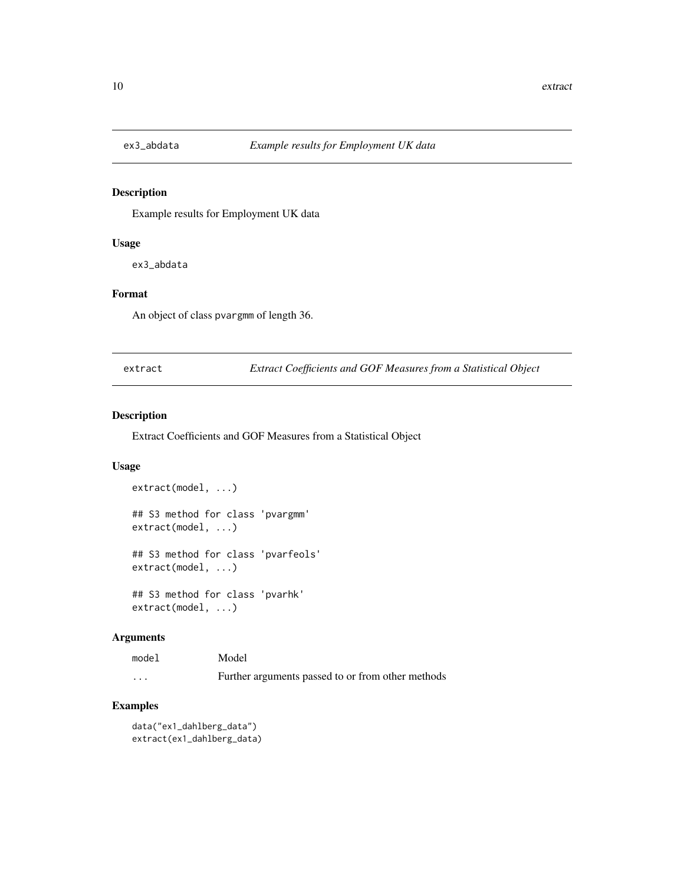## ex3_abdata *Example results for Employment UK data*

### Description

Example results for Employment UK data

### Usage

```
ex3_abdata
```

### Format

An object of class pvargmm of length 36.

## extract *Extract Coefficients and GOF Measures from a Statistical Object*

### Description

Extract Coefficients and GOF Measures from a Statistical Object

### Usage

```
extract(model, ...)

## S3 method for class 'pvargmm'
extract(model, ...)

## S3 method for class 'pvarfeols'
extract(model, ...)

## S3 method for class 'pvarhk'
extract(model, ...)
```

### Arguments

| | |
|---|---|
| model | Model |
| ... | Further arguments passed to or from other methods |

### Examples

```
data("ex1_dahlberg_data")
extract(ex1_dahlberg_data)
```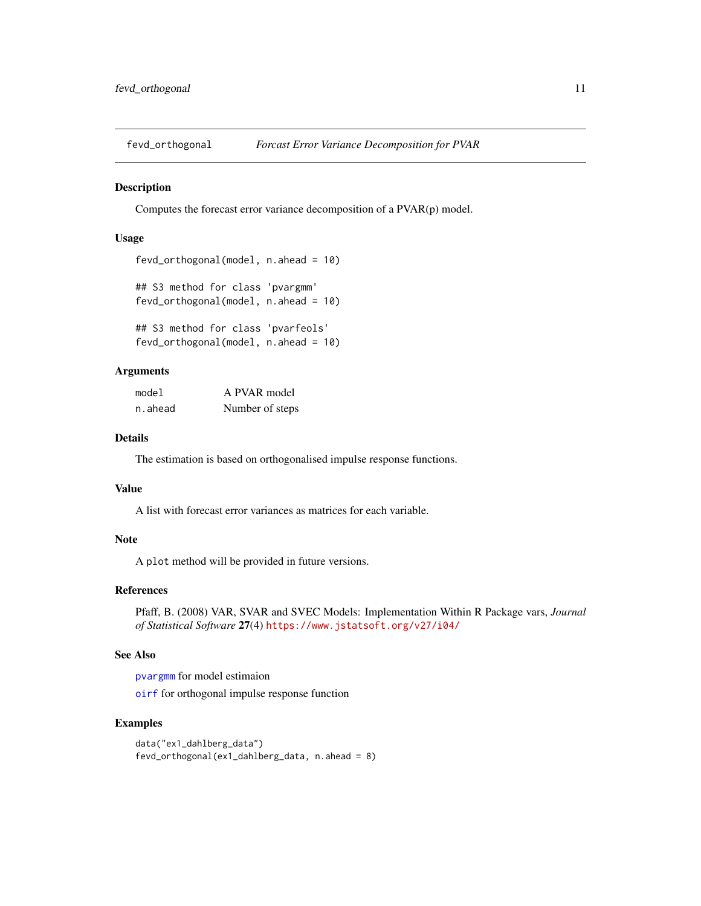`fevd_orthogonal` *Forcast Error Variance Decomposition for PVAR*

## Description

Computes the forecast error variance decomposition of a PVAR(p) model.

## Usage

```
fevd_orthogonal(model, n.ahead = 10)

## S3 method for class 'pvargmm'
fevd_orthogonal(model, n.ahead = 10)

## S3 method for class 'pvarfeols'
fevd_orthogonal(model, n.ahead = 10)
```

## Arguments

| | |
|---|---|
| `model` | A PVAR model |
| `n.ahead` | Number of steps |

## Details

The estimation is based on orthogonalised impulse response functions.

## Value

A list with forecast error variances as matrices for each variable.

## Note

A `plot` method will be provided in future versions.

## References

Pfaff, B. (2008) VAR, SVAR and SVEC Models: Implementation Within R Package vars, *Journal of Statistical Software* **27**(4) https://www.jstatsoft.org/v27/i04/

## See Also

`pvargmm` for model estimaion

`oirf` for orthogonal impulse response function

## Examples

```
data("ex1_dahlberg_data")
fevd_orthogonal(ex1_dahlberg_data, n.ahead = 8)
```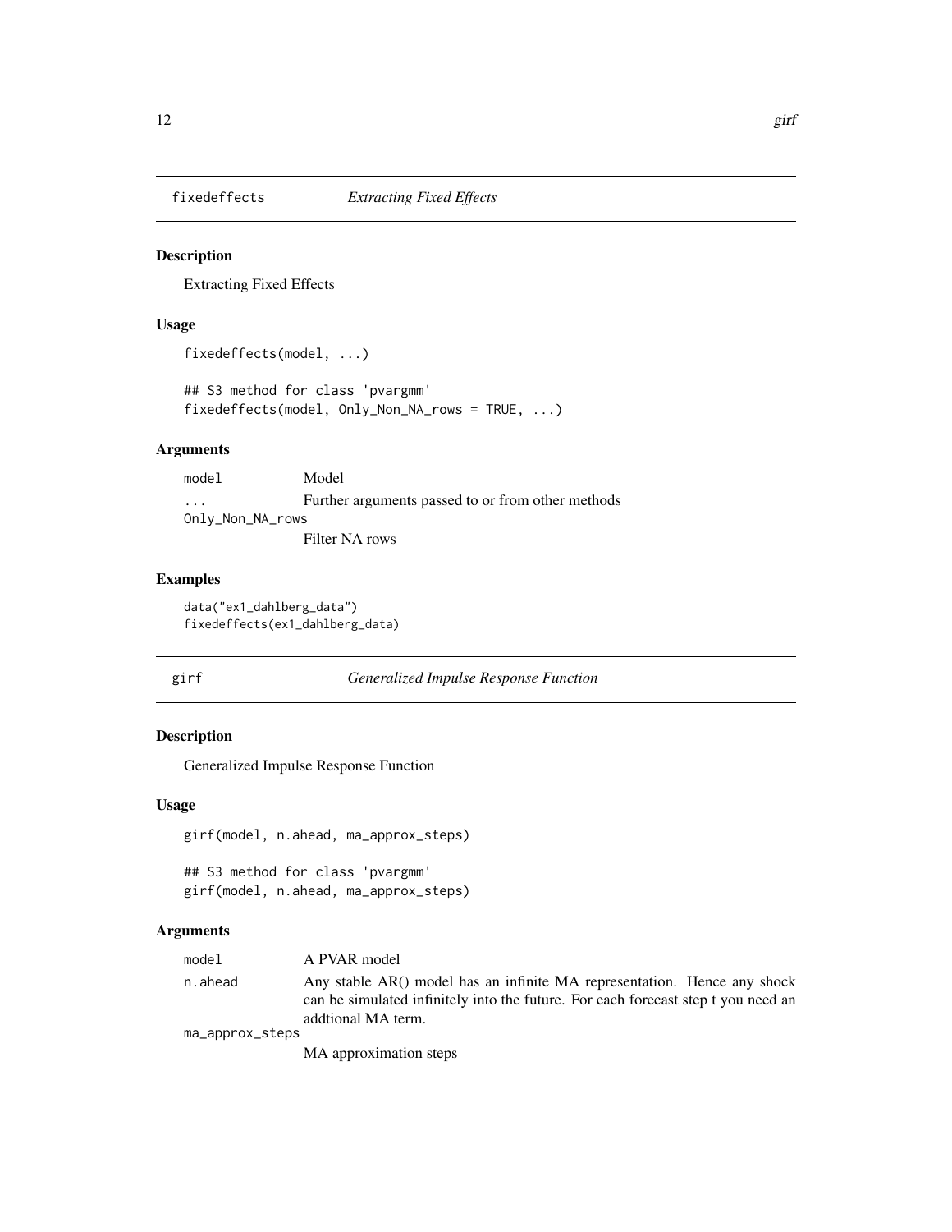## fixedeffects *Extracting Fixed Effects*

### Description

Extracting Fixed Effects

### Usage

```
fixedeffects(model, ...)

## S3 method for class 'pvargmm'
fixedeffects(model, Only_Non_NA_rows = TRUE, ...)
```

### Arguments

| | |
|---|---|
| model | Model |
| ... | Further arguments passed to or from other methods |
| Only_Non_NA_rows | Filter NA rows |

### Examples

```
data("ex1_dahlberg_data")
fixedeffects(ex1_dahlberg_data)
```

## girf *Generalized Impulse Response Function*

### Description

Generalized Impulse Response Function

### Usage

```
girf(model, n.ahead, ma_approx_steps)

## S3 method for class 'pvargmm'
girf(model, n.ahead, ma_approx_steps)
```

### Arguments

| | |
|---|---|
| model | A PVAR model |
| n.ahead | Any stable AR() model has an infinite MA representation. Hence any shock can be simulated infinitely into the future. For each forecast step t you need an addtional MA term. |
| ma_approx_steps | MA approximation steps |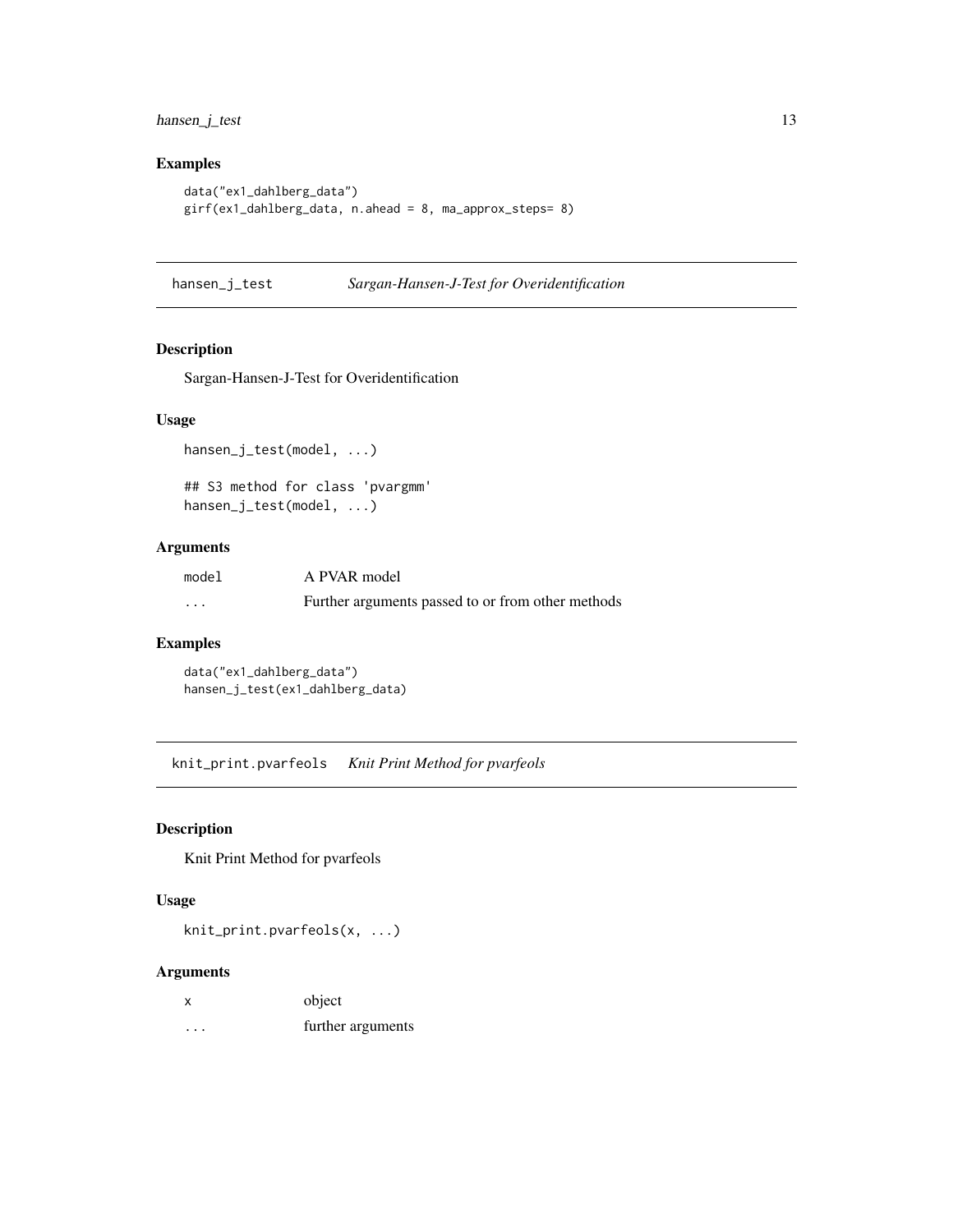## Examples

```
data("ex1_dahlberg_data")
girf(ex1_dahlberg_data, n.ahead = 8, ma_approx_steps= 8)
```

---

# hansen_j_test — *Sargan-Hansen-J-Test for Overidentification*

## Description

Sargan-Hansen-J-Test for Overidentification

## Usage

```
hansen_j_test(model, ...)

## S3 method for class 'pvargmm'
hansen_j_test(model, ...)
```

## Arguments

| | |
|---|---|
| `model` | A PVAR model |
| `...` | Further arguments passed to or from other methods |

## Examples

```
data("ex1_dahlberg_data")
hansen_j_test(ex1_dahlberg_data)
```

---

# knit_print.pvarfeols — *Knit Print Method for pvarfeols*

## Description

Knit Print Method for pvarfeols

## Usage

```
knit_print.pvarfeols(x, ...)
```

## Arguments

| | |
|---|---|
| `x` | object |
| `...` | further arguments |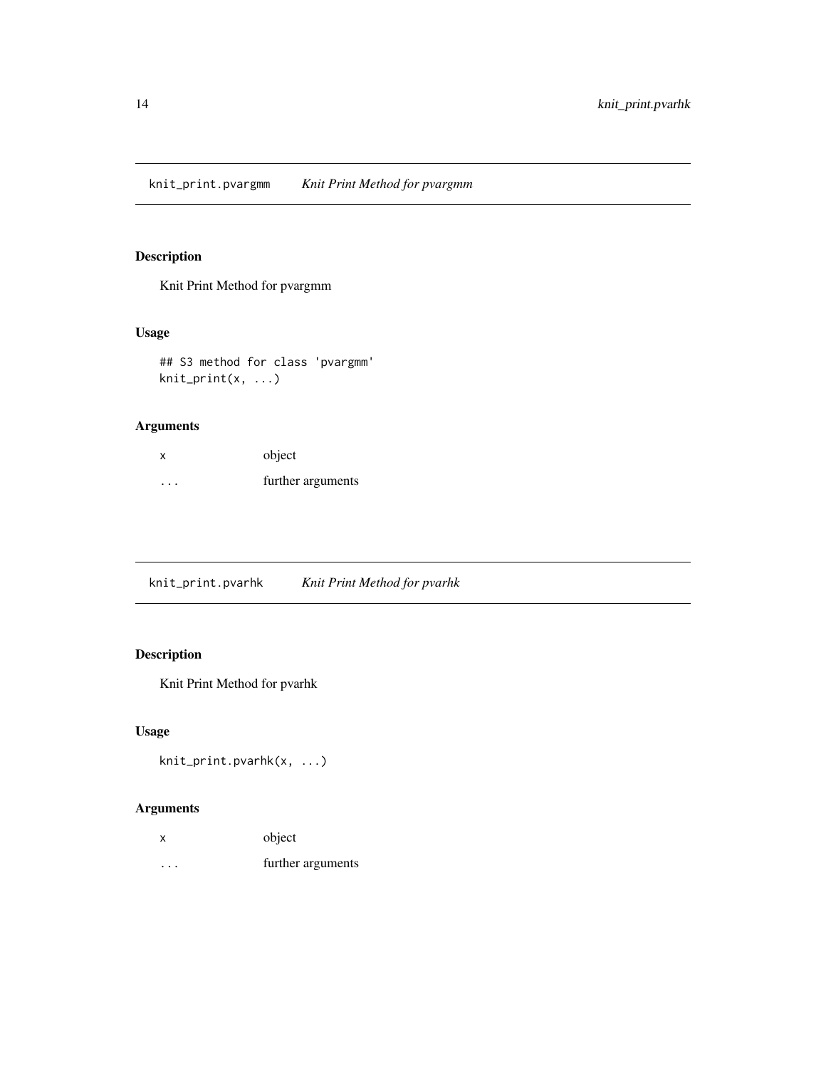## knit_print.pvargmm *Knit Print Method for pvargmm*

### Description

Knit Print Method for pvargmm

### Usage

```
## S3 method for class 'pvargmm'
knit_print(x, ...)
```

### Arguments

| | |
|---|---|
| x | object |
| ... | further arguments |

## knit_print.pvarhk *Knit Print Method for pvarhk*

### Description

Knit Print Method for pvarhk

### Usage

```
knit_print.pvarhk(x, ...)
```

### Arguments

| | |
|---|---|
| x | object |
| ... | further arguments |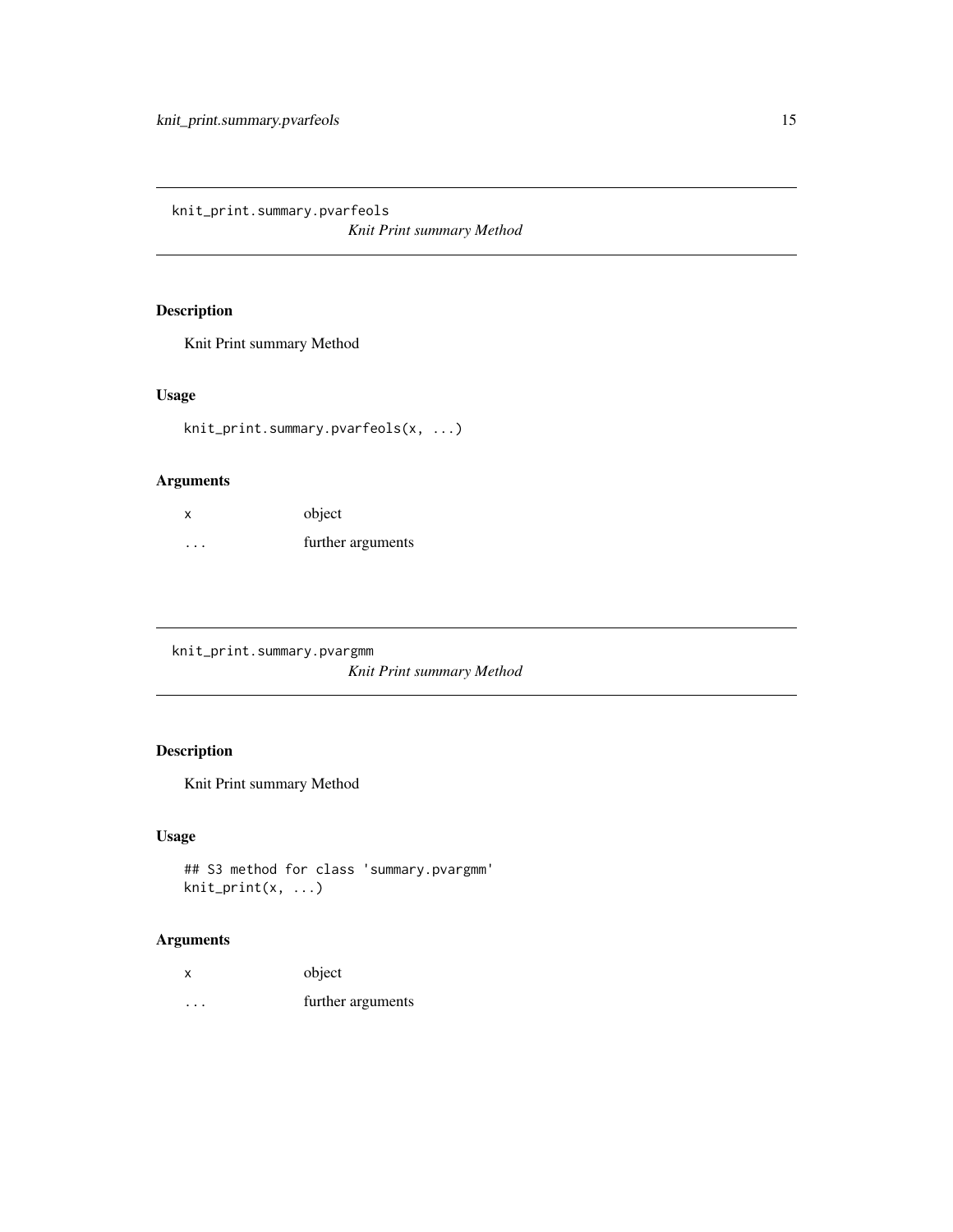## knit_print.summary.pvarfeols

*Knit Print summary Method*

### Description

Knit Print summary Method

### Usage

```
knit_print.summary.pvarfeols(x, ...)
```

### Arguments

| | |
|---|---|
| x | object |
| ... | further arguments |

## knit_print.summary.pvargmm

*Knit Print summary Method*

### Description

Knit Print summary Method

### Usage

```
## S3 method for class 'summary.pvargmm'
knit_print(x, ...)
```

### Arguments

| | |
|---|---|
| x | object |
| ... | further arguments |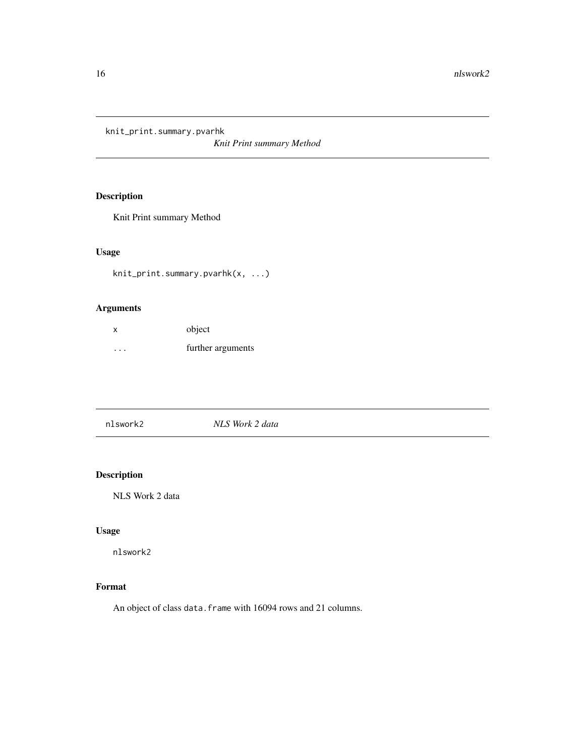## knit_print.summary.pvarhk

*Knit Print summary Method*

### Description

Knit Print summary Method

### Usage

```
knit_print.summary.pvarhk(x, ...)
```

### Arguments

| | |
|---|---|
| x | object |
| ... | further arguments |

## nlswork2

*NLS Work 2 data*

### Description

NLS Work 2 data

### Usage

```
nlswork2
```

### Format

An object of class `data.frame` with 16094 rows and 21 columns.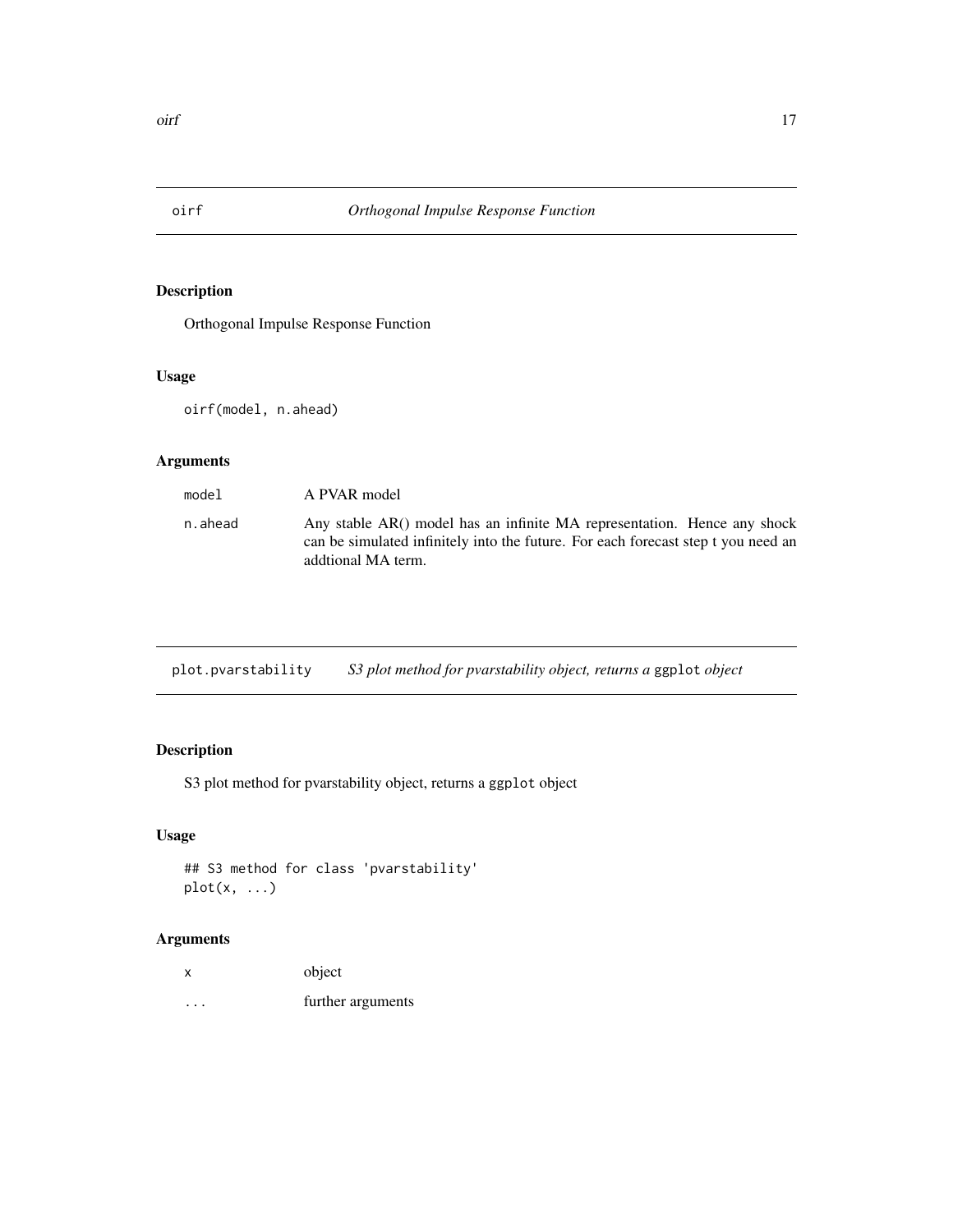## oirf *Orthogonal Impulse Response Function*

### Description

Orthogonal Impulse Response Function

### Usage

```
oirf(model, n.ahead)
```

### Arguments

| | |
|---|---|
| `model` | A PVAR model |
| `n.ahead` | Any stable AR() model has an infinite MA representation. Hence any shock can be simulated infinitely into the future. For each forecast step t you need an addtional MA term. |

## plot.pvarstability *S3 plot method for pvarstability object, returns a* `ggplot` *object*

### Description

S3 plot method for pvarstability object, returns a `ggplot` object

### Usage

```
## S3 method for class 'pvarstability'
plot(x, ...)
```

### Arguments

| | |
|---|---|
| `x` | object |
| `...` | further arguments |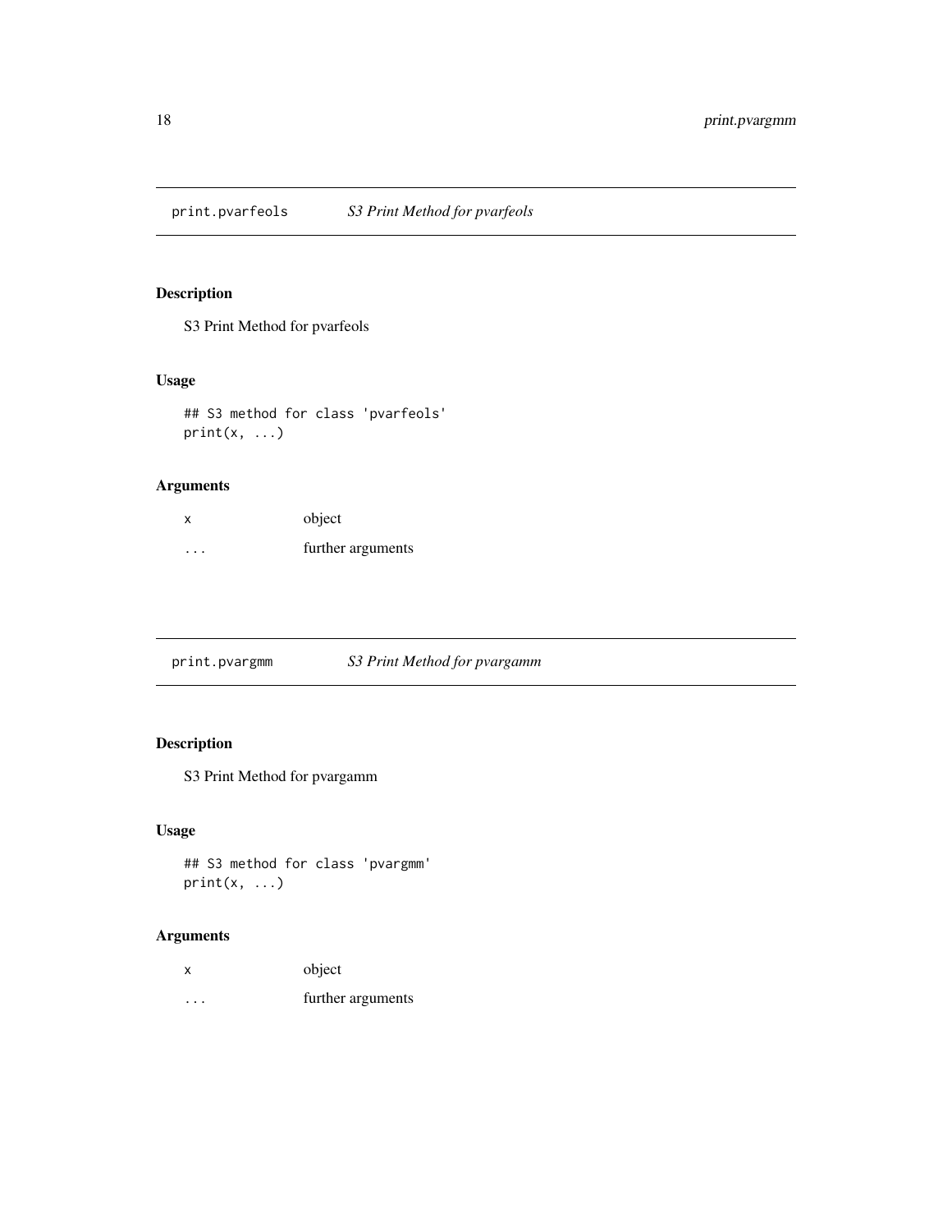## print.pvarfeols — *S3 Print Method for pvarfeols*

### Description

S3 Print Method for pvarfeols

### Usage

```
## S3 method for class 'pvarfeols'
print(x, ...)
```

### Arguments

| | |
|---|---|
| x | object |
| ... | further arguments |

## print.pvargmm — *S3 Print Method for pvargamm*

### Description

S3 Print Method for pvargamm

### Usage

```
## S3 method for class 'pvargmm'
print(x, ...)
```

### Arguments

| | |
|---|---|
| x | object |
| ... | further arguments |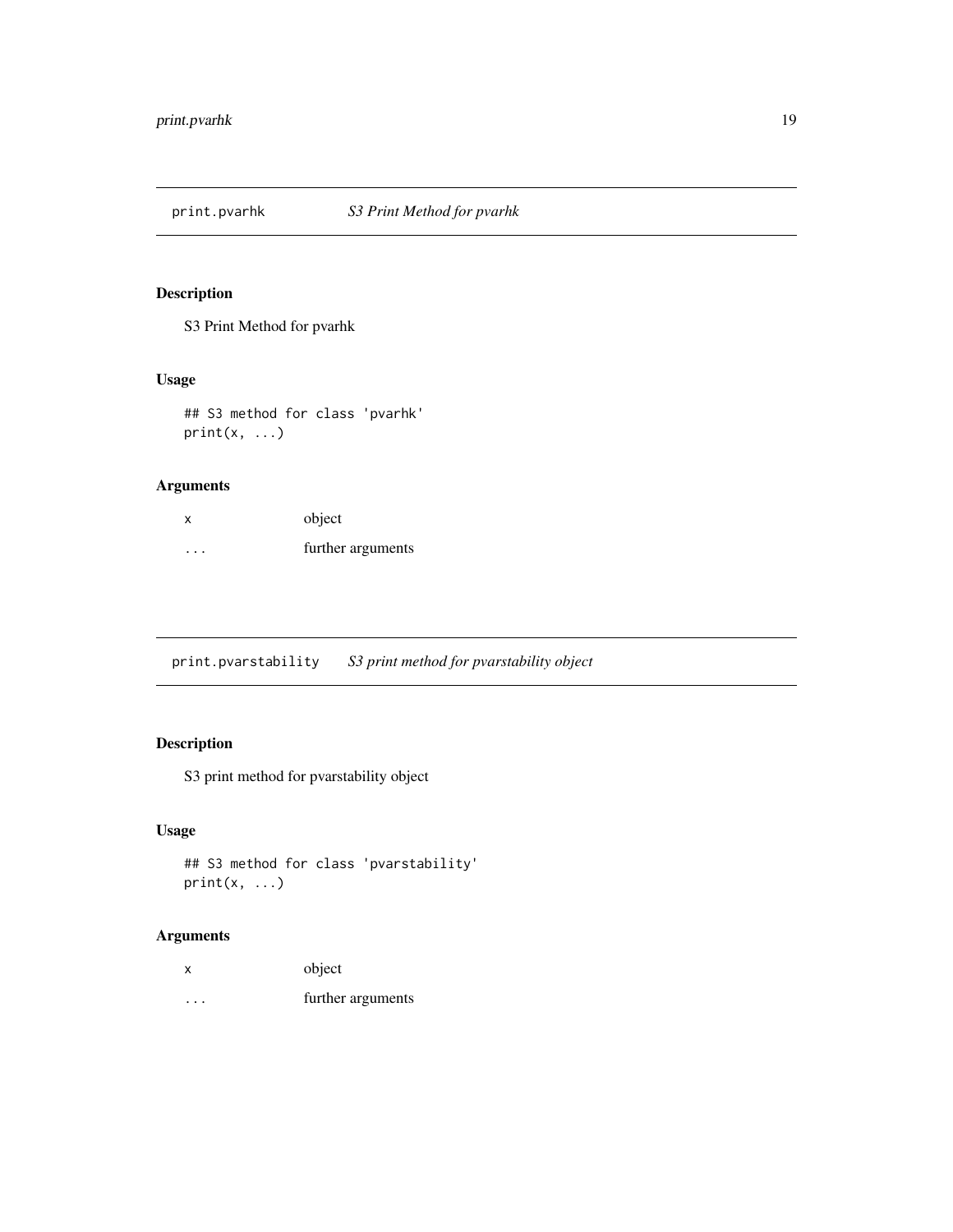## print.pvarhk *S3 Print Method for pvarhk*

### Description

S3 Print Method for pvarhk

### Usage

```
## S3 method for class 'pvarhk'
print(x, ...)
```

### Arguments

| | |
|---|---|
| x | object |
| ... | further arguments |

## print.pvarstability *S3 print method for pvarstability object*

### Description

S3 print method for pvarstability object

### Usage

```
## S3 method for class 'pvarstability'
print(x, ...)
```

### Arguments

| | |
|---|---|
| x | object |
| ... | further arguments |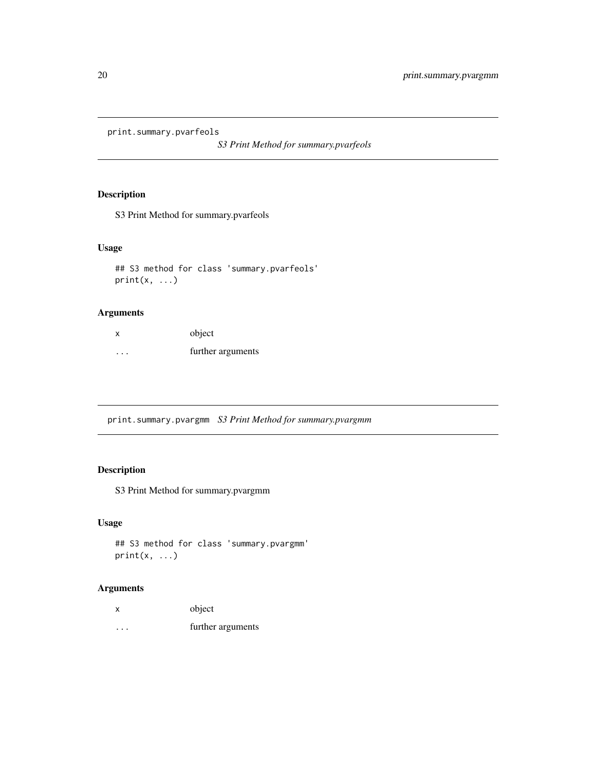## print.summary.pvarfeols

*S3 Print Method for summary.pvarfeols*

### Description

S3 Print Method for summary.pvarfeols

### Usage

```
## S3 method for class 'summary.pvarfeols'
print(x, ...)
```

### Arguments

| | |
|---|---|
| x | object |
| ... | further arguments |

## print.summary.pvargmm

*S3 Print Method for summary.pvargmm*

### Description

S3 Print Method for summary.pvargmm

### Usage

```
## S3 method for class 'summary.pvargmm'
print(x, ...)
```

### Arguments

| | |
|---|---|
| x | object |
| ... | further arguments |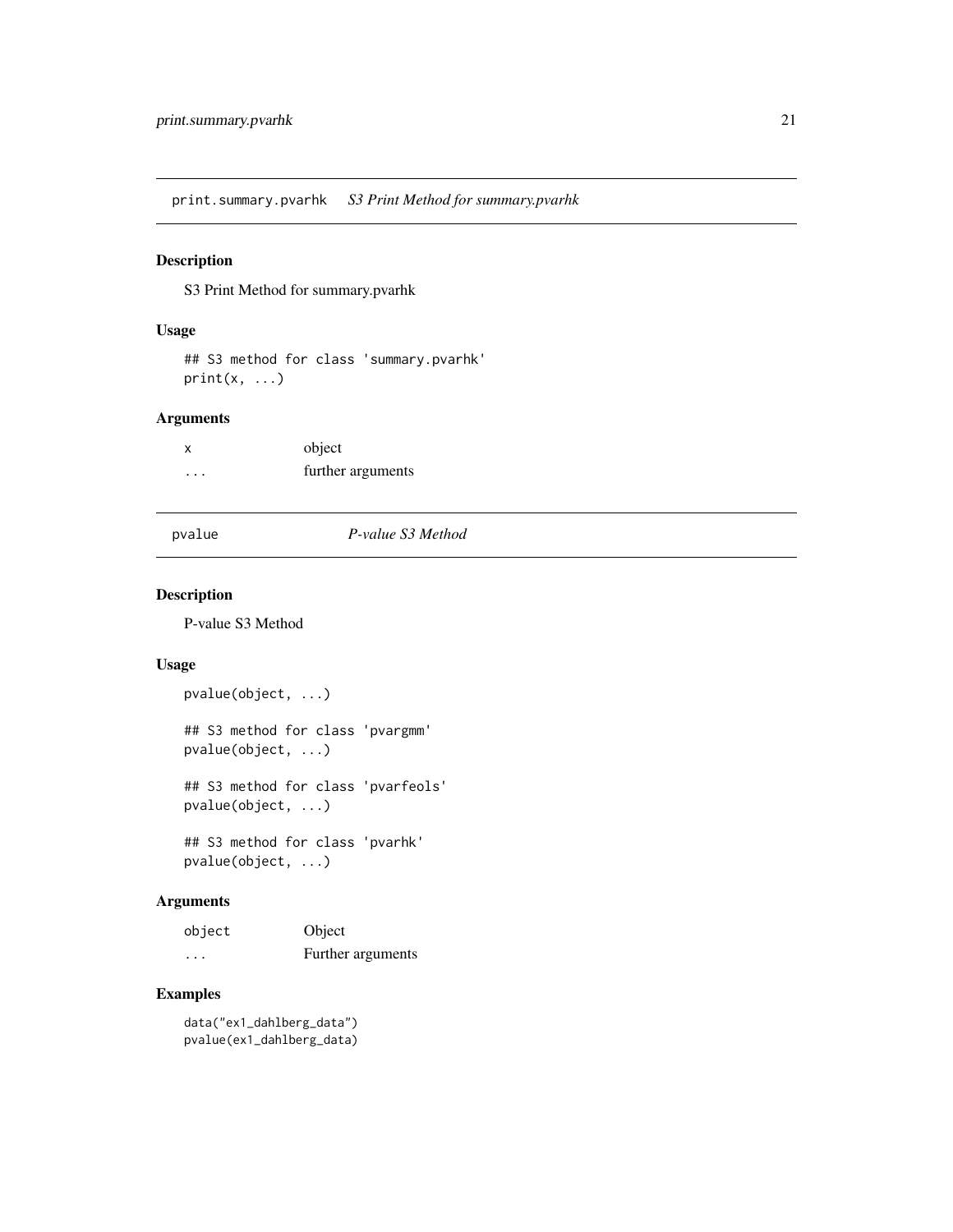## print.summary.pvarhk *S3 Print Method for summary.pvarhk*

### Description

S3 Print Method for summary.pvarhk

### Usage

```
## S3 method for class 'summary.pvarhk'
print(x, ...)
```

### Arguments

| | |
|---|---|
| x | object |
| ... | further arguments |

## pvalue *P-value S3 Method*

### Description

P-value S3 Method

### Usage

```
pvalue(object, ...)

## S3 method for class 'pvargmm'
pvalue(object, ...)

## S3 method for class 'pvarfeols'
pvalue(object, ...)

## S3 method for class 'pvarhk'
pvalue(object, ...)
```

### Arguments

| | |
|---|---|
| object | Object |
| ... | Further arguments |

### Examples

```
data("ex1_dahlberg_data")
pvalue(ex1_dahlberg_data)
```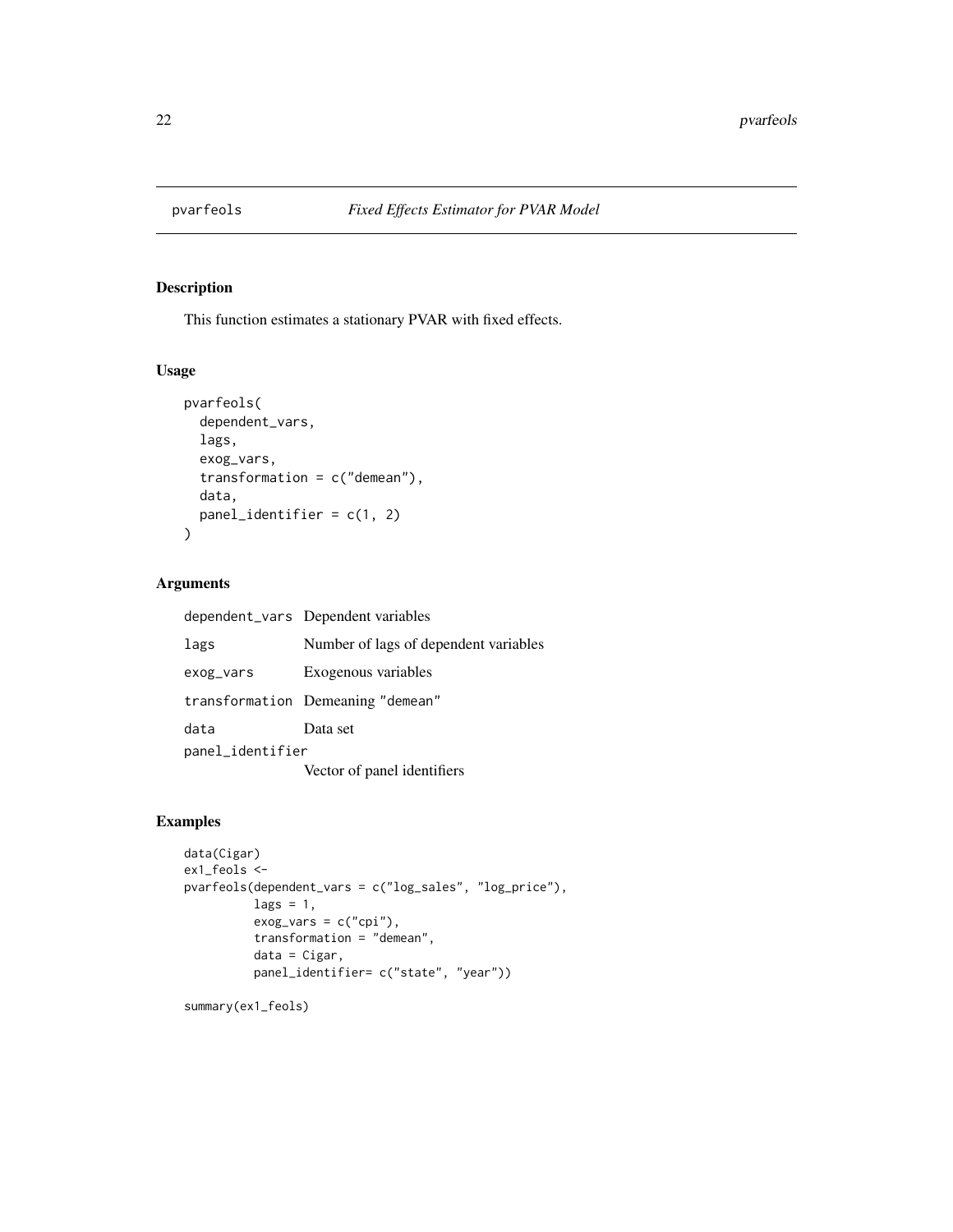# pvarfeols *Fixed Effects Estimator for PVAR Model*

## Description

This function estimates a stationary PVAR with fixed effects.

## Usage

```
pvarfeols(
  dependent_vars,
  lags,
  exog_vars,
  transformation = c("demean"),
  data,
  panel_identifier = c(1, 2)
)
```

## Arguments

| | |
|---|---|
| dependent_vars | Dependent variables |
| lags | Number of lags of dependent variables |
| exog_vars | Exogenous variables |
| transformation | Demeaning "demean" |
| data | Data set |
| panel_identifier | Vector of panel identifiers |

## Examples

```
data(Cigar)
ex1_feols <-
pvarfeols(dependent_vars = c("log_sales", "log_price"),
          lags = 1,
          exog_vars = c("cpi"),
          transformation = "demean",
          data = Cigar,
          panel_identifier= c("state", "year"))

summary(ex1_feols)
```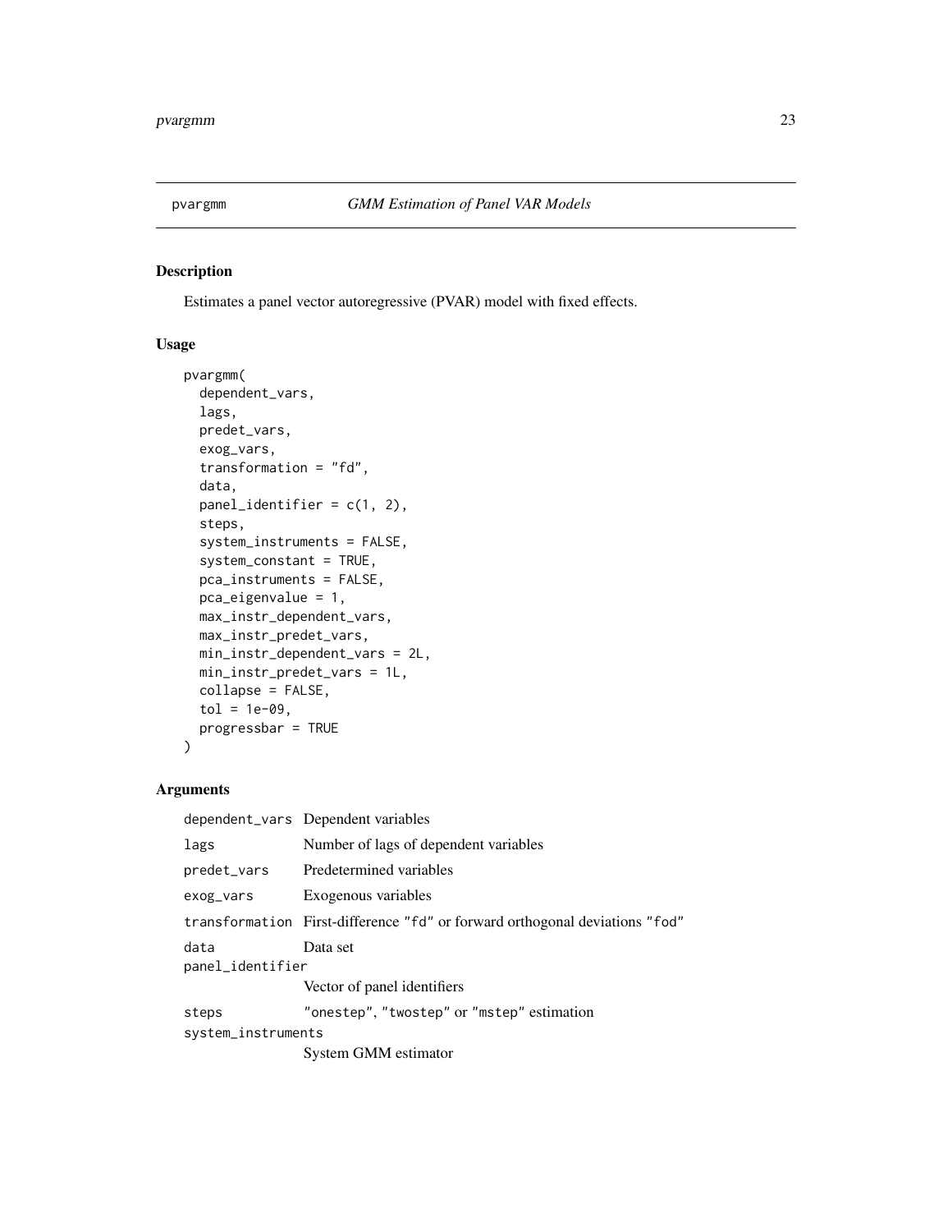## pvargmm — *GMM Estimation of Panel VAR Models*

### Description

Estimates a panel vector autoregressive (PVAR) model with fixed effects.

### Usage

```
pvargmm(
  dependent_vars,
  lags,
  predet_vars,
  exog_vars,
  transformation = "fd",
  data,
  panel_identifier = c(1, 2),
  steps,
  system_instruments = FALSE,
  system_constant = TRUE,
  pca_instruments = FALSE,
  pca_eigenvalue = 1,
  max_instr_dependent_vars,
  max_instr_predet_vars,
  min_instr_dependent_vars = 2L,
  min_instr_predet_vars = 1L,
  collapse = FALSE,
  tol = 1e-09,
  progressbar = TRUE
)
```

### Arguments

| | |
|---|---|
| `dependent_vars` | Dependent variables |
| `lags` | Number of lags of dependent variables |
| `predet_vars` | Predetermined variables |
| `exog_vars` | Exogenous variables |
| `transformation` | First-difference "fd" or forward orthogonal deviations "fod" |
| `data` | Data set |
| `panel_identifier` | Vector of panel identifiers |
| `steps` | "onestep", "twostep" or "mstep" estimation |
| `system_instruments` | System GMM estimator |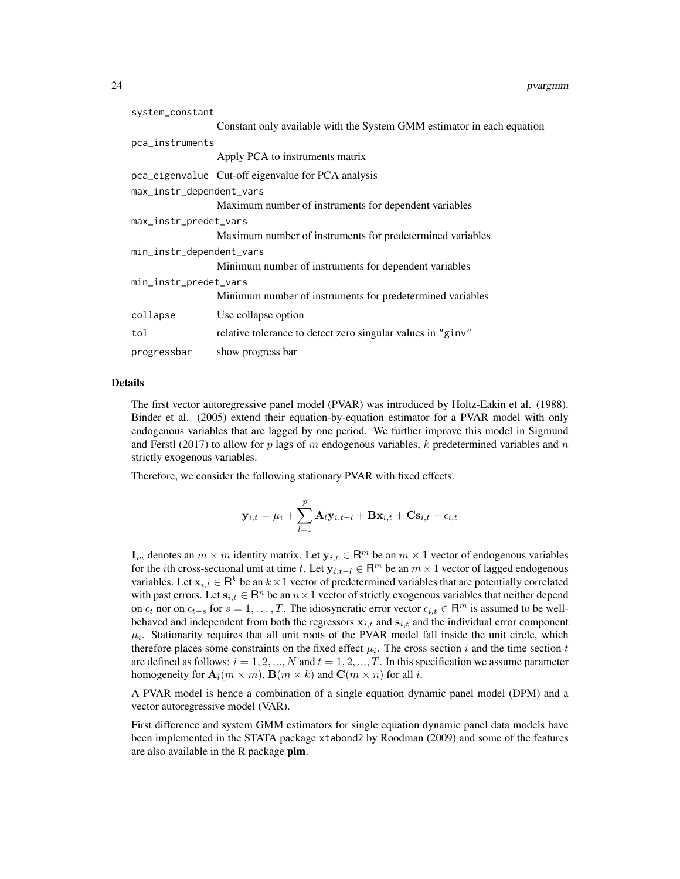`system_constant`
: Constant only available with the System GMM estimator in each equation

`pca_instruments`
: Apply PCA to instruments matrix

`pca_eigenvalue`
: Cut-off eigenvalue for PCA analysis

`max_instr_dependent_vars`
: Maximum number of instruments for dependent variables

`max_instr_predet_vars`
: Maximum number of instruments for predetermined variables

`min_instr_dependent_vars`
: Minimum number of instruments for dependent variables

`min_instr_predet_vars`
: Minimum number of instruments for predetermined variables

`collapse`
: Use collapse option

`tol`
: relative tolerance to detect zero singular values in "ginv"

`progressbar`
: show progress bar

## Details

The first vector autoregressive panel model (PVAR) was introduced by Holtz-Eakin et al. (1988). Binder et al. (2005) extend their equation-by-equation estimator for a PVAR model with only endogenous variables that are lagged by one period. We further improve this model in Sigmund and Ferstl (2017) to allow for $p$ lags of $m$ endogenous variables, $k$ predetermined variables and $n$ strictly exogenous variables.

Therefore, we consider the following stationary PVAR with fixed effects.

$$\mathbf{y}_{i,t} = \mu_i + \sum_{l=1}^{p} \mathbf{A}_l \mathbf{y}_{i,t-l} + \mathbf{B}\mathbf{x}_{i,t} + \mathbf{C}\mathbf{s}_{i,t} + \epsilon_{i,t}$$

$\mathbf{I}_m$ denotes an $m \times m$ identity matrix. Let $\mathbf{y}_{i,t} \in \mathsf{R}^m$ be an $m \times 1$ vector of endogenous variables for the $i$th cross-sectional unit at time $t$. Let $\mathbf{y}_{i,t-l} \in \mathsf{R}^m$ be an $m \times 1$ vector of lagged endogenous variables. Let $\mathbf{x}_{i,t} \in \mathsf{R}^k$ be an $k \times 1$ vector of predetermined variables that are potentially correlated with past errors. Let $\mathbf{s}_{i,t} \in \mathsf{R}^n$ be an $n \times 1$ vector of strictly exogenous variables that neither depend on $\epsilon_t$ nor on $\epsilon_{t-s}$ for $s = 1, \ldots, T$. The idiosyncratic error vector $\epsilon_{i,t} \in \mathsf{R}^m$ is assumed to be well-behaved and independent from both the regressors $\mathbf{x}_{i,t}$ and $\mathbf{s}_{i,t}$ and the individual error component $\mu_i$. Stationarity requires that all unit roots of the PVAR model fall inside the unit circle, which therefore places some constraints on the fixed effect $\mu_i$. The cross section $i$ and the time section $t$ are defined as follows: $i = 1, 2, ..., N$ and $t = 1, 2, ..., T$. In this specification we assume parameter homogeneity for $\mathbf{A}_l(m \times m)$, $\mathbf{B}(m \times k)$ and $\mathbf{C}(m \times n)$ for all $i$.

A PVAR model is hence a combination of a single equation dynamic panel model (DPM) and a vector autoregressive model (VAR).

First difference and system GMM estimators for single equation dynamic panel data models have been implemented in the STATA package `xtabond2` by Roodman (2009) and some of the features are also available in the R package **plm**.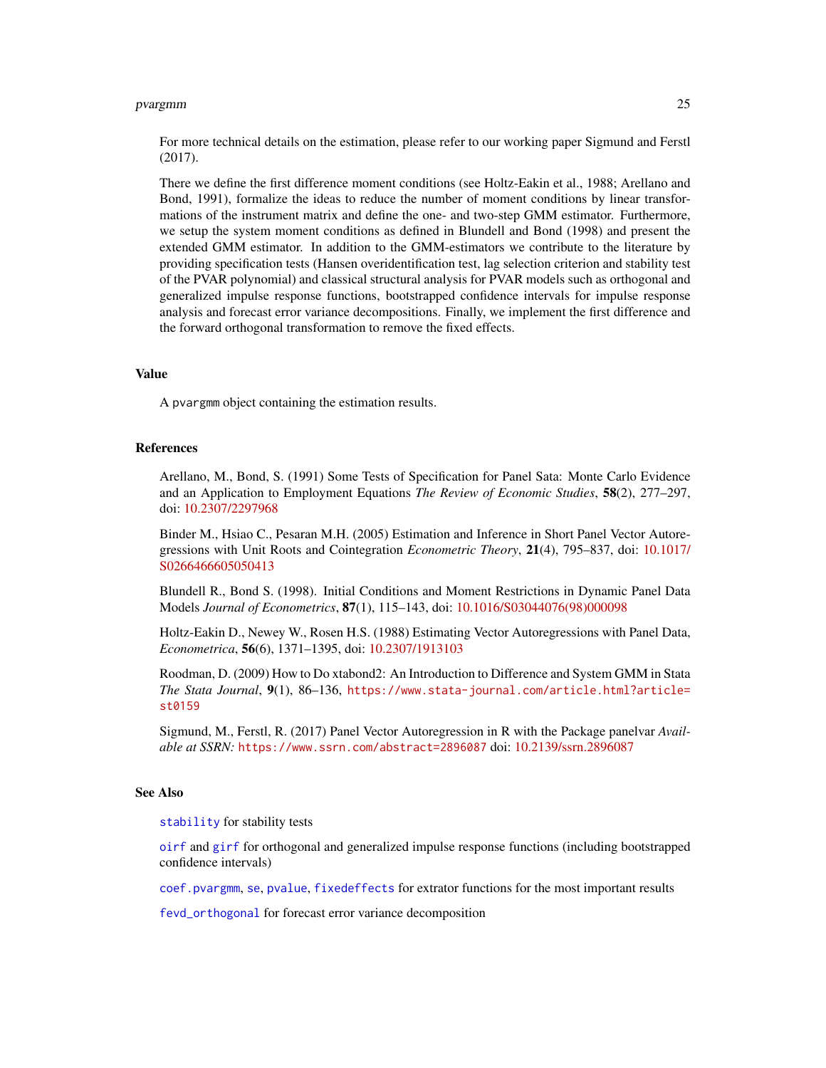For more technical details on the estimation, please refer to our working paper Sigmund and Ferstl (2017).

There we define the first difference moment conditions (see Holtz-Eakin et al., 1988; Arellano and Bond, 1991), formalize the ideas to reduce the number of moment conditions by linear transformations of the instrument matrix and define the one- and two-step GMM estimator. Furthermore, we setup the system moment conditions as defined in Blundell and Bond (1998) and present the extended GMM estimator. In addition to the GMM-estimators we contribute to the literature by providing specification tests (Hansen overidentification test, lag selection criterion and stability test of the PVAR polynomial) and classical structural analysis for PVAR models such as orthogonal and generalized impulse response functions, bootstrapped confidence intervals for impulse response analysis and forecast error variance decompositions. Finally, we implement the first difference and the forward orthogonal transformation to remove the fixed effects.

## Value

A `pvargmm` object containing the estimation results.

## References

Arellano, M., Bond, S. (1991) Some Tests of Specification for Panel Sata: Monte Carlo Evidence and an Application to Employment Equations *The Review of Economic Studies*, **58**(2), 277–297, doi: 10.2307/2297968

Binder M., Hsiao C., Pesaran M.H. (2005) Estimation and Inference in Short Panel Vector Autoregressions with Unit Roots and Cointegration *Econometric Theory*, **21**(4), 795–837, doi: 10.1017/S0266466605050413

Blundell R., Bond S. (1998). Initial Conditions and Moment Restrictions in Dynamic Panel Data Models *Journal of Econometrics*, **87**(1), 115–143, doi: 10.1016/S03044076(98)000098

Holtz-Eakin D., Newey W., Rosen H.S. (1988) Estimating Vector Autoregressions with Panel Data, *Econometrica*, **56**(6), 1371–1395, doi: 10.2307/1913103

Roodman, D. (2009) How to Do xtabond2: An Introduction to Difference and System GMM in Stata *The Stata Journal*, **9**(1), 86–136, `https://www.stata-journal.com/article.html?article=st0159`

Sigmund, M., Ferstl, R. (2017) Panel Vector Autoregression in R with the Package panelvar *Available at SSRN:* `https://www.ssrn.com/abstract=2896087` doi: 10.2139/ssrn.2896087

## See Also

`stability` for stability tests

`oirf` and `girf` for orthogonal and generalized impulse response functions (including bootstrapped confidence intervals)

`coef.pvargmm`, `se`, `pvalue`, `fixedeffects` for extrator functions for the most important results

`fevd_orthogonal` for forecast error variance decomposition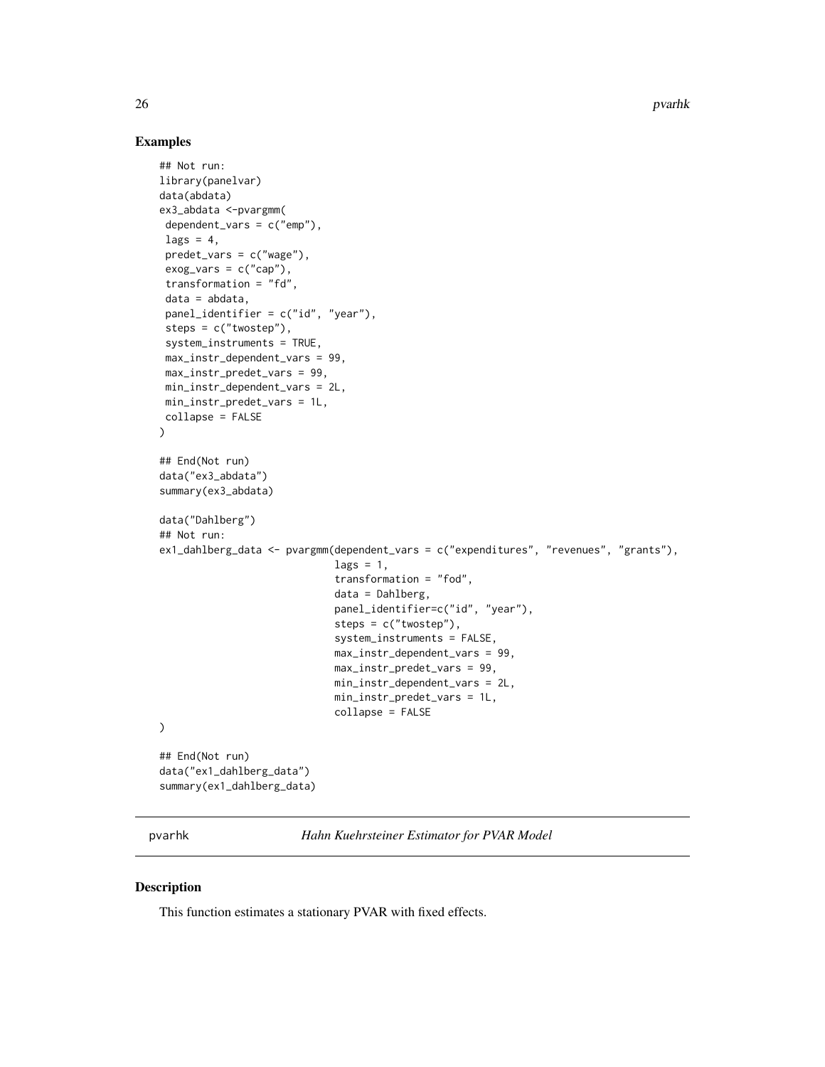## Examples

```
## Not run:
library(panelvar)
data(abdata)
ex3_abdata <-pvargmm(
 dependent_vars = c("emp"),
 lags = 4,
 predet_vars = c("wage"),
 exog_vars = c("cap"),
 transformation = "fd",
 data = abdata,
 panel_identifier = c("id", "year"),
 steps = c("twostep"),
 system_instruments = TRUE,
 max_instr_dependent_vars = 99,
 max_instr_predet_vars = 99,
 min_instr_dependent_vars = 2L,
 min_instr_predet_vars = 1L,
 collapse = FALSE
)

## End(Not run)
data("ex3_abdata")
summary(ex3_abdata)

data("Dahlberg")
## Not run:
ex1_dahlberg_data <- pvargmm(dependent_vars = c("expenditures", "revenues", "grants"),
                             lags = 1,
                             transformation = "fod",
                             data = Dahlberg,
                             panel_identifier=c("id", "year"),
                             steps = c("twostep"),
                             system_instruments = FALSE,
                             max_instr_dependent_vars = 99,
                             max_instr_predet_vars = 99,
                             min_instr_dependent_vars = 2L,
                             min_instr_predet_vars = 1L,
                             collapse = FALSE
)

## End(Not run)
data("ex1_dahlberg_data")
summary(ex1_dahlberg_data)
```

---

# pvarhk *Hahn Kuehrsteiner Estimator for PVAR Model*

## Description

This function estimates a stationary PVAR with fixed effects.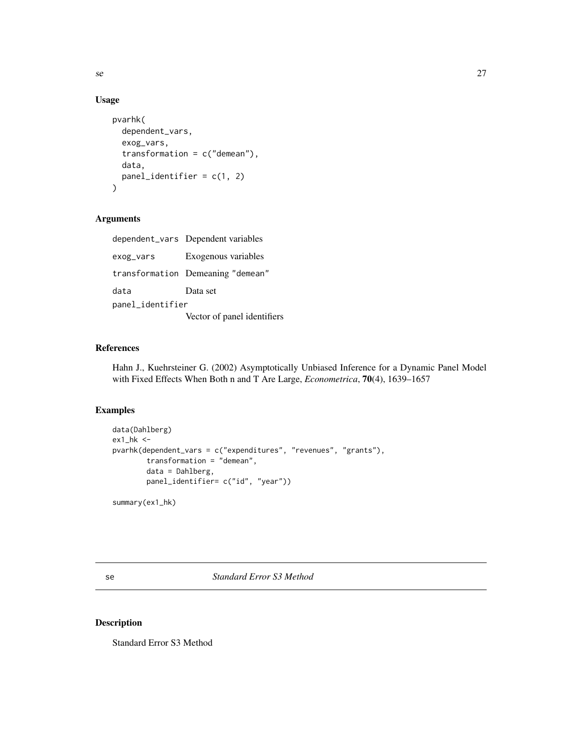## Usage

```
pvarhk(
  dependent_vars,
  exog_vars,
  transformation = c("demean"),
  data,
  panel_identifier = c(1, 2)
)
```

## Arguments

| | |
|---|---|
| dependent_vars | Dependent variables |
| exog_vars | Exogenous variables |
| transformation | Demeaning "demean" |
| data | Data set |
| panel_identifier | Vector of panel identifiers |

## References

Hahn J., Kuehrsteiner G. (2002) Asymptotically Unbiased Inference for a Dynamic Panel Model with Fixed Effects When Both n and T Are Large, *Econometrica*, **70**(4), 1639–1657

## Examples

```
data(Dahlberg)
ex1_hk <-
pvarhk(dependent_vars = c("expenditures", "revenues", "grants"),
        transformation = "demean",
        data = Dahlberg,
        panel_identifier= c("id", "year"))

summary(ex1_hk)
```

---

# se — *Standard Error S3 Method*

## Description

Standard Error S3 Method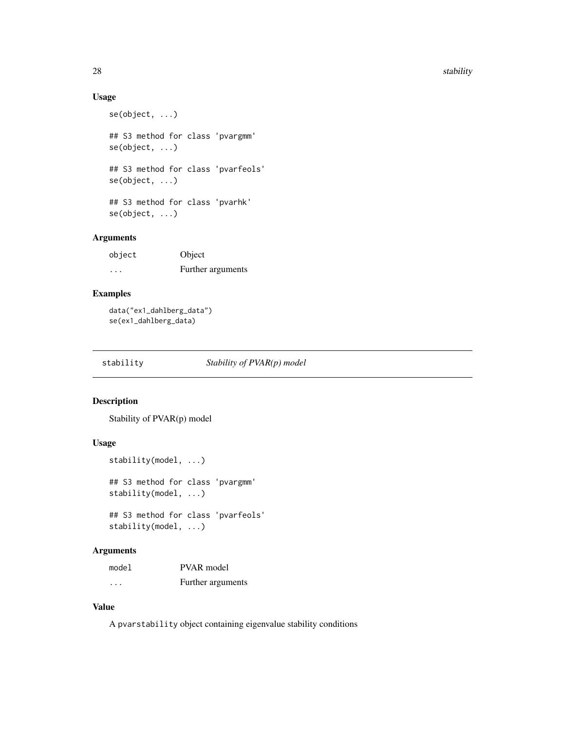### Usage

```
se(object, ...)

## S3 method for class 'pvargmm'
se(object, ...)

## S3 method for class 'pvarfeols'
se(object, ...)

## S3 method for class 'pvarhk'
se(object, ...)
```

### Arguments

| | |
|---|---|
| object | Object |
| ... | Further arguments |

### Examples

```
data("ex1_dahlberg_data")
se(ex1_dahlberg_data)
```

---

## stability — *Stability of PVAR(p) model*

### Description

Stability of PVAR(p) model

### Usage

```
stability(model, ...)

## S3 method for class 'pvargmm'
stability(model, ...)

## S3 method for class 'pvarfeols'
stability(model, ...)
```

### Arguments

| | |
|---|---|
| model | PVAR model |
| ... | Further arguments |

### Value

A `pvarstability` object containing eigenvalue stability conditions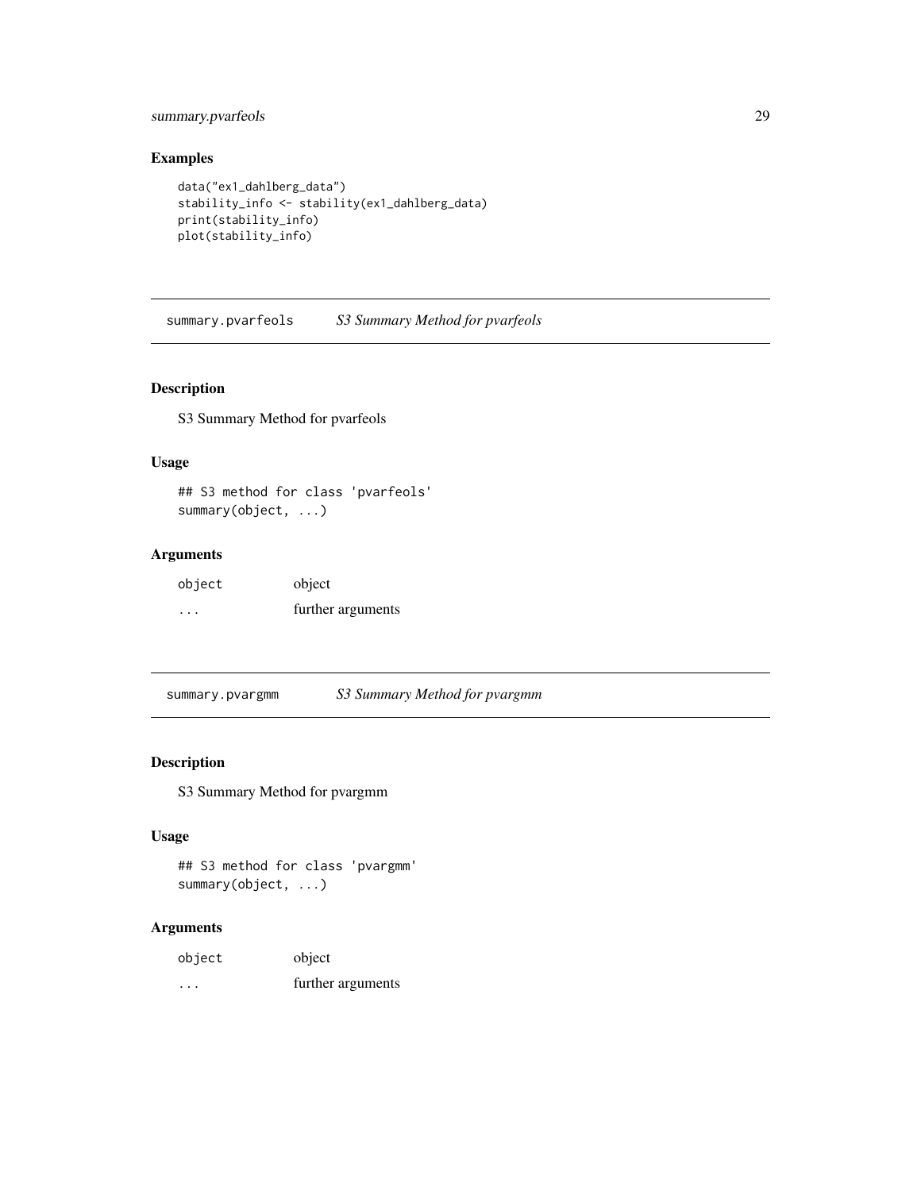### Examples

```
data("ex1_dahlberg_data")
stability_info <- stability(ex1_dahlberg_data)
print(stability_info)
plot(stability_info)
```

---

## summary.pvarfeols *S3 Summary Method for pvarfeols*

### Description

S3 Summary Method for pvarfeols

### Usage

```
## S3 method for class 'pvarfeols'
summary(object, ...)
```

### Arguments

| | |
|---|---|
| object | object |
| ... | further arguments |

---

## summary.pvargmm *S3 Summary Method for pvargmm*

### Description

S3 Summary Method for pvargmm

### Usage

```
## S3 method for class 'pvargmm'
summary(object, ...)
```

### Arguments

| | |
|---|---|
| object | object |
| ... | further arguments |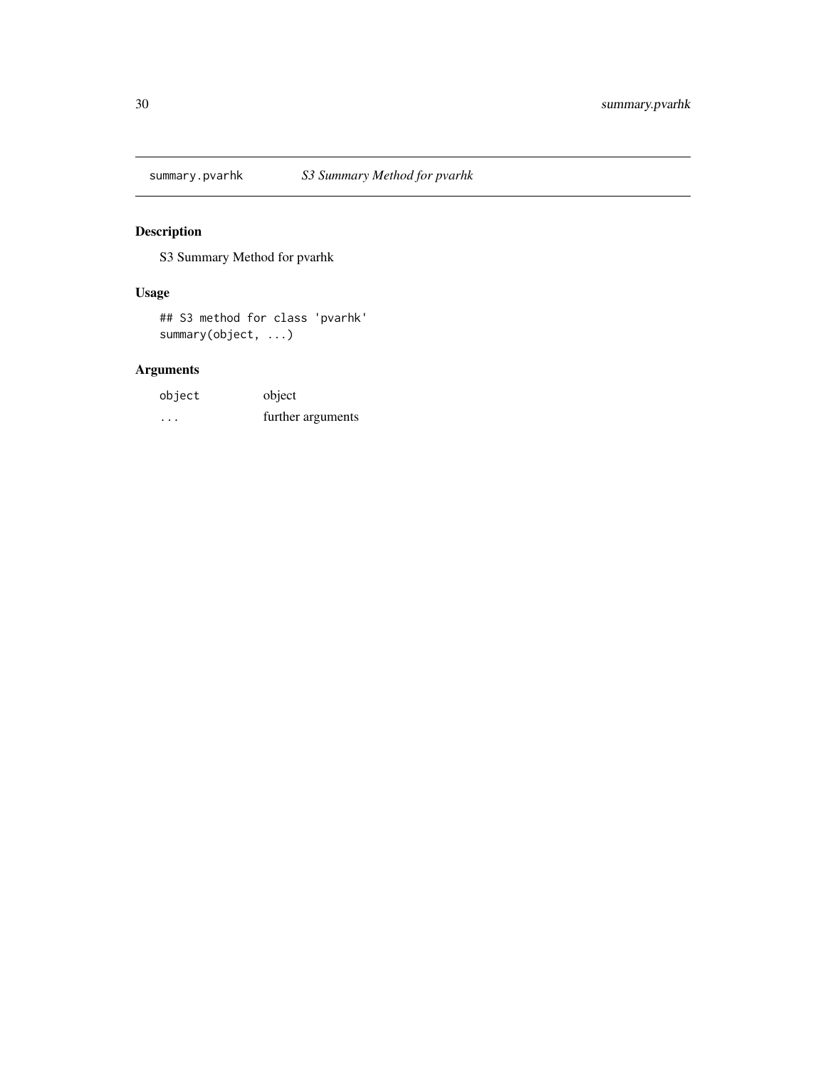# summary.pvarhk    *S3 Summary Method for pvarhk*

## Description

S3 Summary Method for pvarhk

## Usage

```
## S3 method for class 'pvarhk'
summary(object, ...)
```

## Arguments

| | |
|---|---|
| `object` | object |
| `...` | further arguments |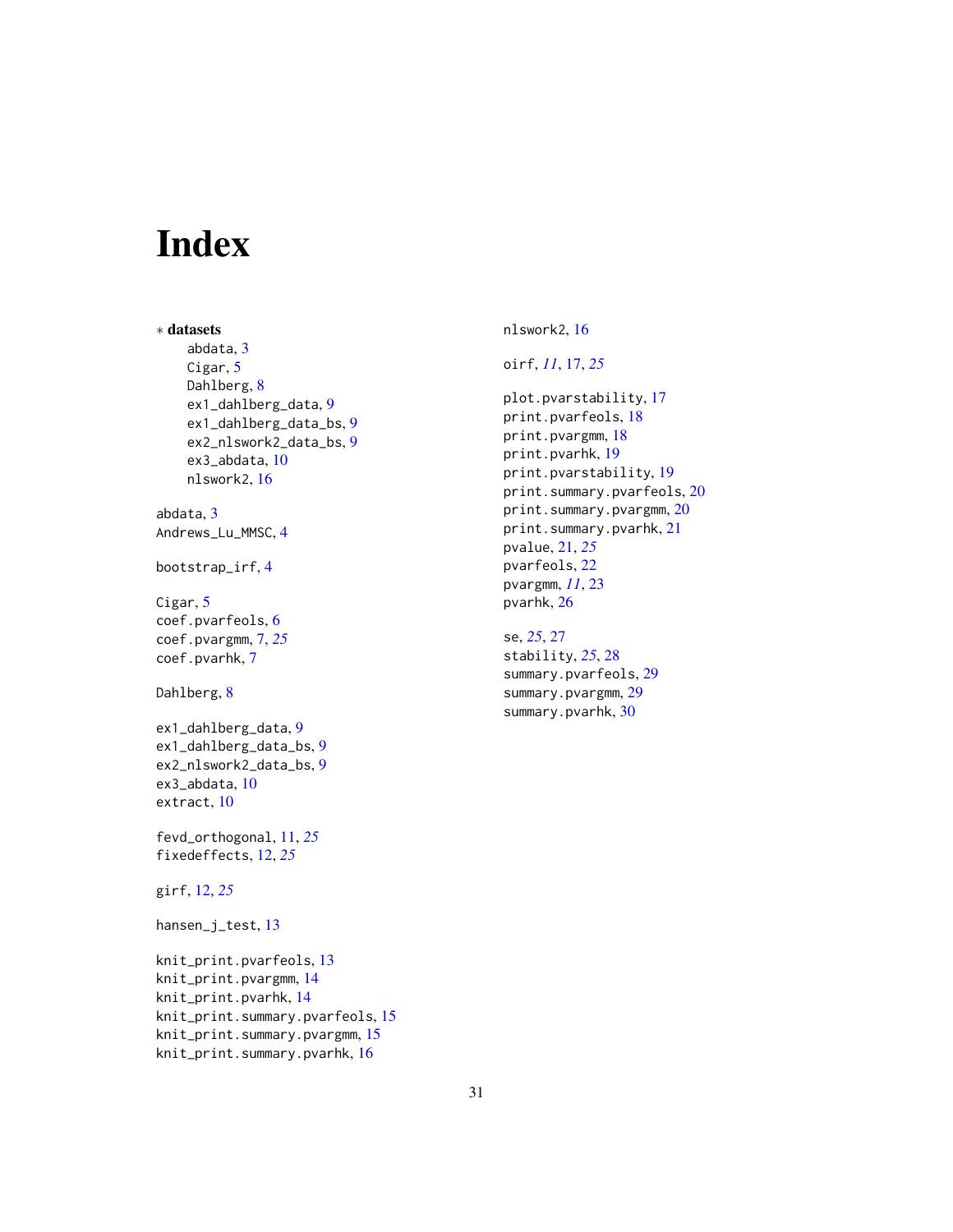# Index

∗ **datasets**

abdata, 3
Cigar, 5
Dahlberg, 8
ex1_dahlberg_data, 9
ex1_dahlberg_data_bs, 9
ex2_nlswork2_data_bs, 9
ex3_abdata, 10
nlswork2, 16

abdata, 3
Andrews_Lu_MMSC, 4

bootstrap_irf, 4

Cigar, 5
coef.pvarfeols, 6
coef.pvargmm, 7, *25*
coef.pvarhk, 7

Dahlberg, 8

ex1_dahlberg_data, 9
ex1_dahlberg_data_bs, 9
ex2_nlswork2_data_bs, 9
ex3_abdata, 10
extract, 10

fevd_orthogonal, 11, *25*
fixedeffects, 12, *25*

girf, 12, *25*

hansen_j_test, 13

knit_print.pvarfeols, 13
knit_print.pvargmm, 14
knit_print.pvarhk, 14
knit_print.summary.pvarfeols, 15
knit_print.summary.pvargmm, 15
knit_print.summary.pvarhk, 16

nlswork2, 16

oirf, *11*, 17, *25*

plot.pvarstability, 17
print.pvarfeols, 18
print.pvargmm, 18
print.pvarhk, 19
print.pvarstability, 19
print.summary.pvarfeols, 20
print.summary.pvargmm, 20
print.summary.pvarhk, 21
pvalue, 21, *25*
pvarfeols, 22
pvargmm, *11*, 23
pvarhk, 26

se, *25*, 27
stability, *25*, 28
summary.pvarfeols, 29
summary.pvargmm, 29
summary.pvarhk, 30